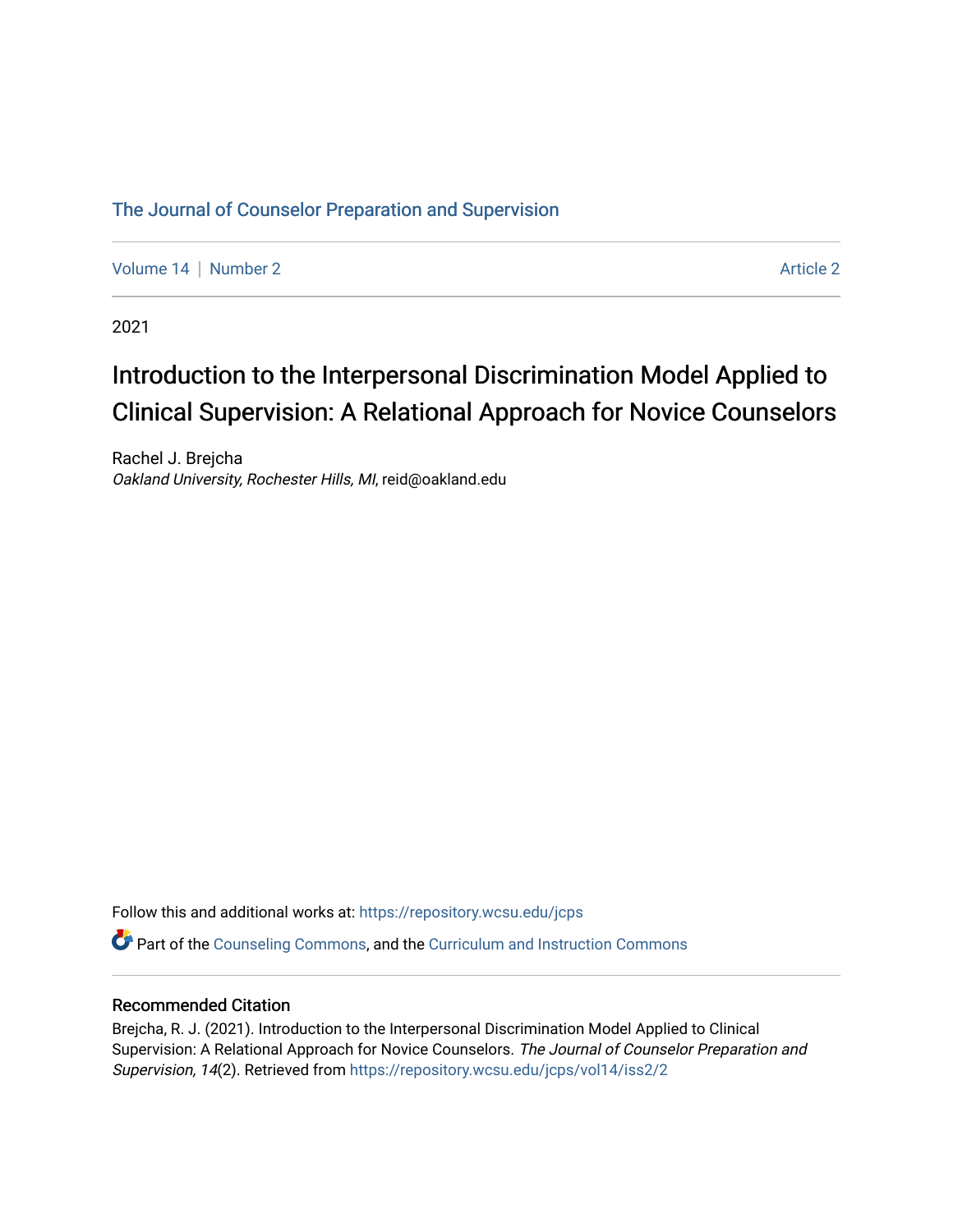The Journal of Counselor Preparation and Supervision

Volume 14 | Number 2 Article 2

2021

# Introduction to the Interpersonal Discrimination Model Applied to Clinical Supervision: A Relational Approach for Novice Counselors

Rachel J. Brejcha
*Oakland University, Rochester Hills, MI*, reid@oakland.edu

Follow this and additional works at: https://repository.wcsu.edu/jcps

Part of the Counseling Commons, and the Curriculum and Instruction Commons

## Recommended Citation

Brejcha, R. J. (2021). Introduction to the Interpersonal Discrimination Model Applied to Clinical Supervision: A Relational Approach for Novice Counselors. *The Journal of Counselor Preparation and Supervision, 14*(2). Retrieved from https://repository.wcsu.edu/jcps/vol14/iss2/2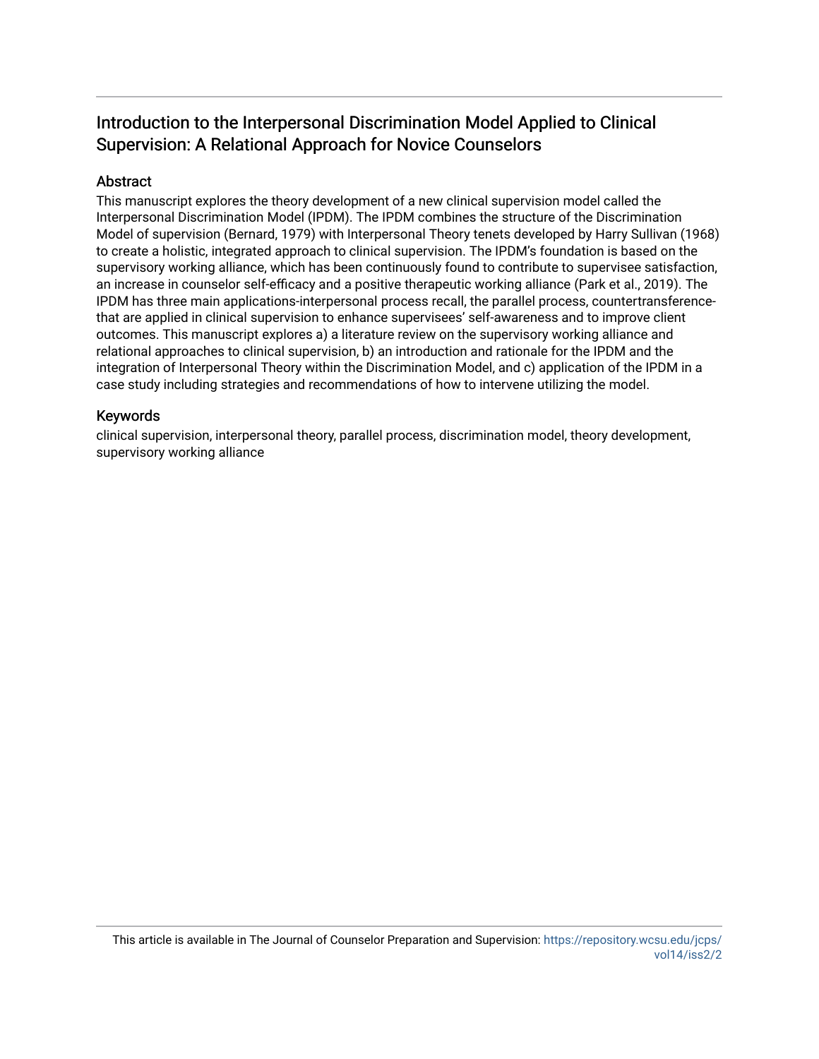# Introduction to the Interpersonal Discrimination Model Applied to Clinical Supervision: A Relational Approach for Novice Counselors

## Abstract

This manuscript explores the theory development of a new clinical supervision model called the Interpersonal Discrimination Model (IPDM). The IPDM combines the structure of the Discrimination Model of supervision (Bernard, 1979) with Interpersonal Theory tenets developed by Harry Sullivan (1968) to create a holistic, integrated approach to clinical supervision. The IPDM's foundation is based on the supervisory working alliance, which has been continuously found to contribute to supervisee satisfaction, an increase in counselor self-efficacy and a positive therapeutic working alliance (Park et al., 2019). The IPDM has three main applications-interpersonal process recall, the parallel process, countertransference-that are applied in clinical supervision to enhance supervisees' self-awareness and to improve client outcomes. This manuscript explores a) a literature review on the supervisory working alliance and relational approaches to clinical supervision, b) an introduction and rationale for the IPDM and the integration of Interpersonal Theory within the Discrimination Model, and c) application of the IPDM in a case study including strategies and recommendations of how to intervene utilizing the model.

## Keywords

clinical supervision, interpersonal theory, parallel process, discrimination model, theory development, supervisory working alliance

This article is available in The Journal of Counselor Preparation and Supervision: https://repository.wcsu.edu/jcps/vol14/iss2/2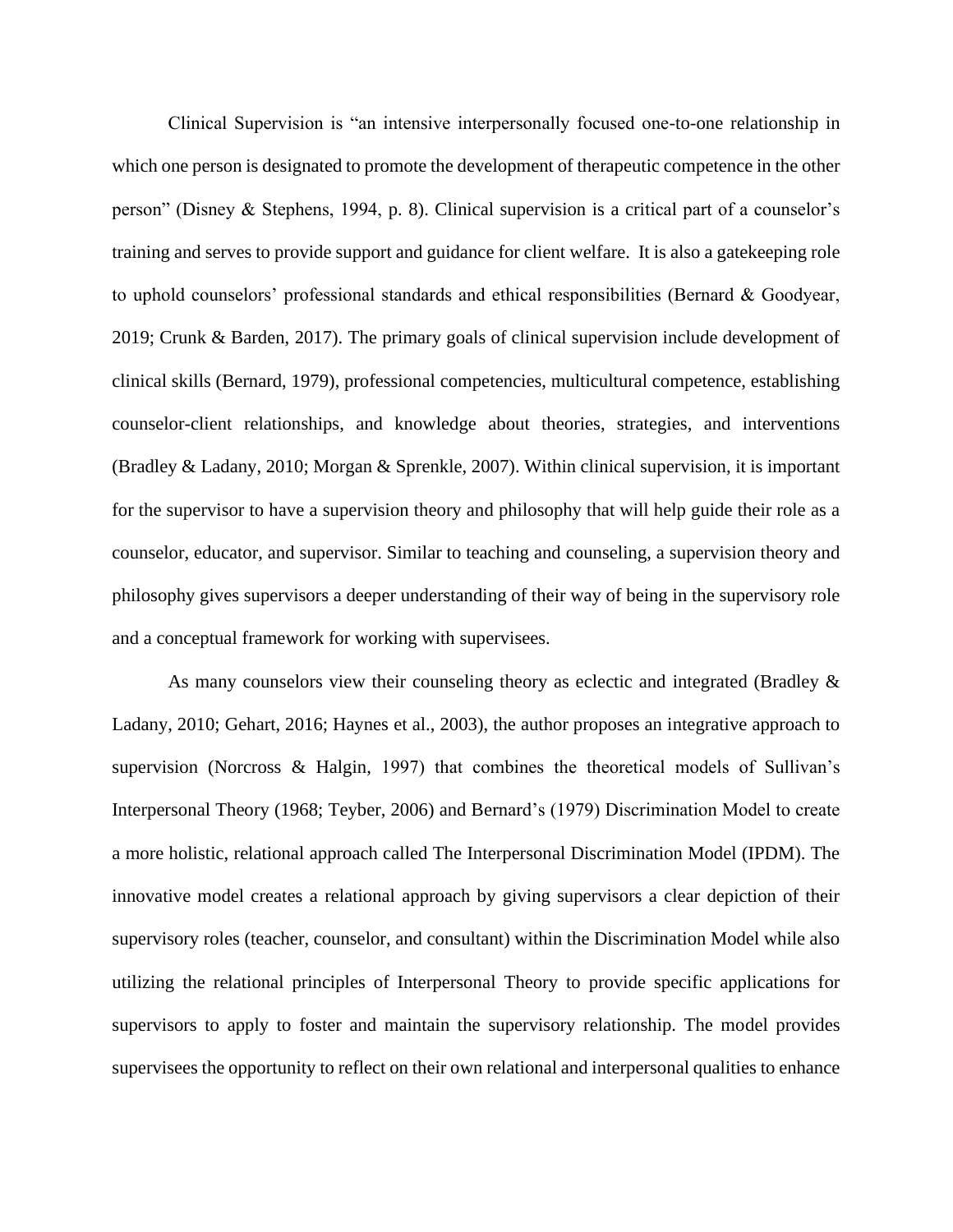Clinical Supervision is "an intensive interpersonally focused one-to-one relationship in which one person is designated to promote the development of therapeutic competence in the other person" (Disney & Stephens, 1994, p. 8). Clinical supervision is a critical part of a counselor's training and serves to provide support and guidance for client welfare. It is also a gatekeeping role to uphold counselors' professional standards and ethical responsibilities (Bernard & Goodyear, 2019; Crunk & Barden, 2017). The primary goals of clinical supervision include development of clinical skills (Bernard, 1979), professional competencies, multicultural competence, establishing counselor-client relationships, and knowledge about theories, strategies, and interventions (Bradley & Ladany, 2010; Morgan & Sprenkle, 2007). Within clinical supervision, it is important for the supervisor to have a supervision theory and philosophy that will help guide their role as a counselor, educator, and supervisor. Similar to teaching and counseling, a supervision theory and philosophy gives supervisors a deeper understanding of their way of being in the supervisory role and a conceptual framework for working with supervisees.

As many counselors view their counseling theory as eclectic and integrated (Bradley & Ladany, 2010; Gehart, 2016; Haynes et al., 2003), the author proposes an integrative approach to supervision (Norcross & Halgin, 1997) that combines the theoretical models of Sullivan's Interpersonal Theory (1968; Teyber, 2006) and Bernard's (1979) Discrimination Model to create a more holistic, relational approach called The Interpersonal Discrimination Model (IPDM). The innovative model creates a relational approach by giving supervisors a clear depiction of their supervisory roles (teacher, counselor, and consultant) within the Discrimination Model while also utilizing the relational principles of Interpersonal Theory to provide specific applications for supervisors to apply to foster and maintain the supervisory relationship. The model provides supervisees the opportunity to reflect on their own relational and interpersonal qualities to enhance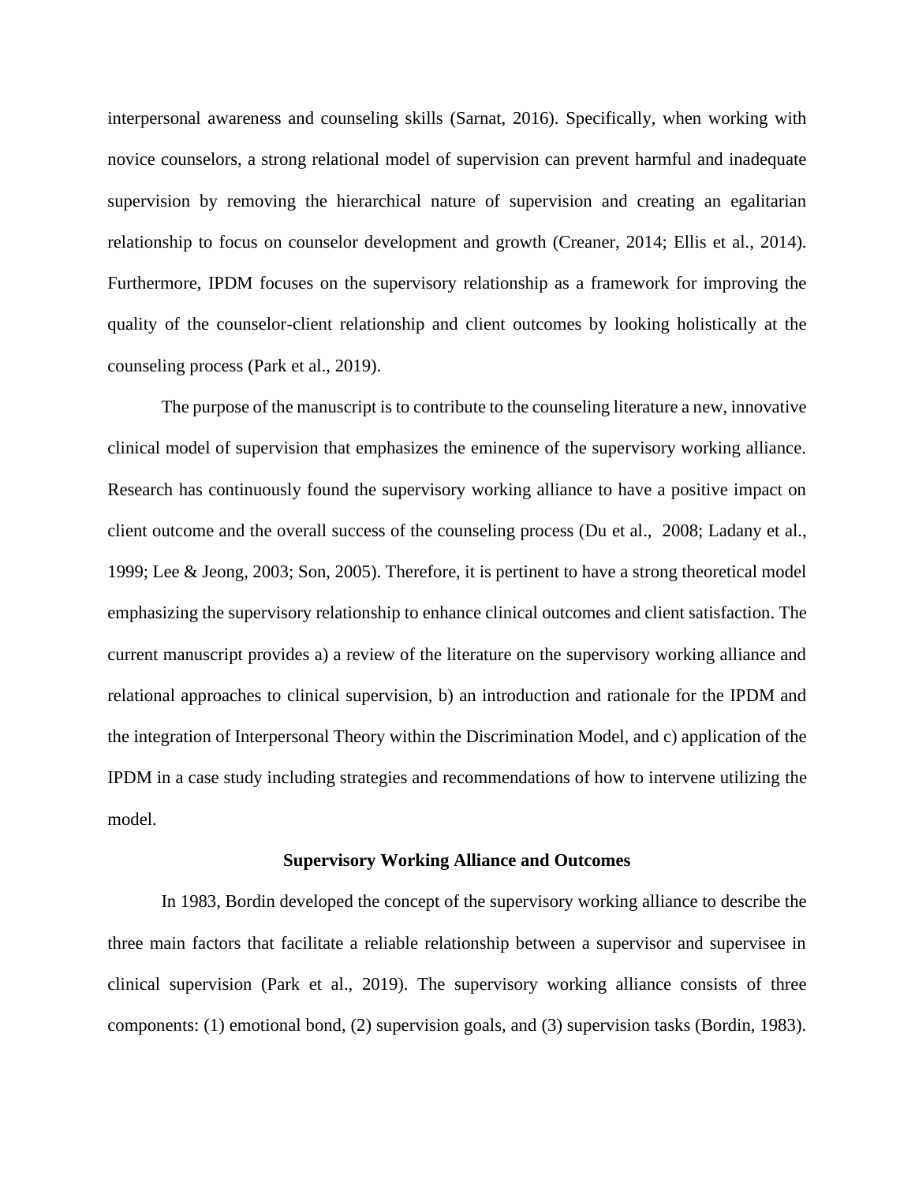interpersonal awareness and counseling skills (Sarnat, 2016). Specifically, when working with novice counselors, a strong relational model of supervision can prevent harmful and inadequate supervision by removing the hierarchical nature of supervision and creating an egalitarian relationship to focus on counselor development and growth (Creaner, 2014; Ellis et al., 2014). Furthermore, IPDM focuses on the supervisory relationship as a framework for improving the quality of the counselor-client relationship and client outcomes by looking holistically at the counseling process (Park et al., 2019).

The purpose of the manuscript is to contribute to the counseling literature a new, innovative clinical model of supervision that emphasizes the eminence of the supervisory working alliance. Research has continuously found the supervisory working alliance to have a positive impact on client outcome and the overall success of the counseling process (Du et al., 2008; Ladany et al., 1999; Lee & Jeong, 2003; Son, 2005). Therefore, it is pertinent to have a strong theoretical model emphasizing the supervisory relationship to enhance clinical outcomes and client satisfaction. The current manuscript provides a) a review of the literature on the supervisory working alliance and relational approaches to clinical supervision, b) an introduction and rationale for the IPDM and the integration of Interpersonal Theory within the Discrimination Model, and c) application of the IPDM in a case study including strategies and recommendations of how to intervene utilizing the model.

## Supervisory Working Alliance and Outcomes

In 1983, Bordin developed the concept of the supervisory working alliance to describe the three main factors that facilitate a reliable relationship between a supervisor and supervisee in clinical supervision (Park et al., 2019). The supervisory working alliance consists of three components: (1) emotional bond, (2) supervision goals, and (3) supervision tasks (Bordin, 1983).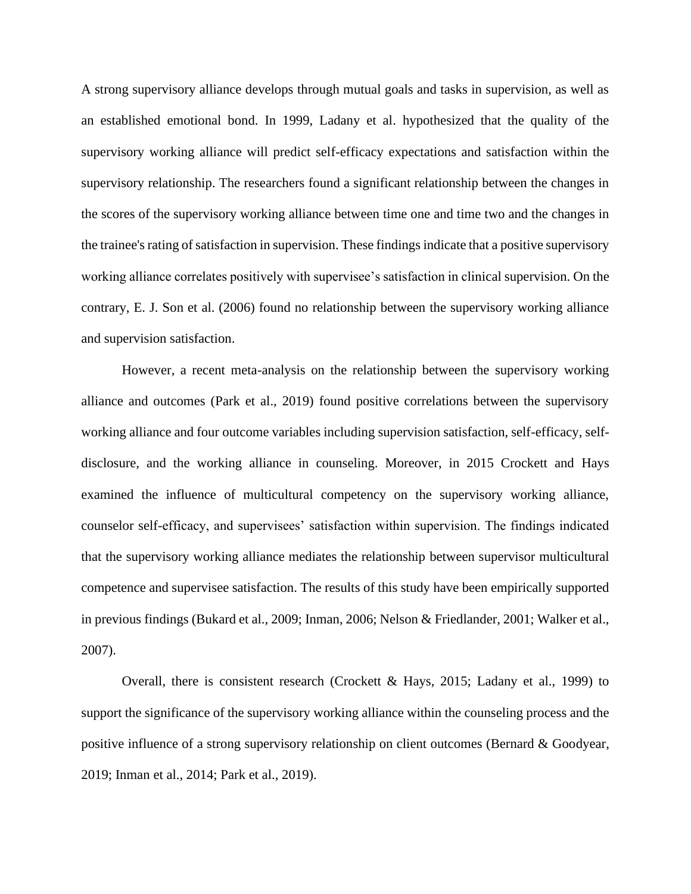A strong supervisory alliance develops through mutual goals and tasks in supervision, as well as an established emotional bond. In 1999, Ladany et al. hypothesized that the quality of the supervisory working alliance will predict self-efficacy expectations and satisfaction within the supervisory relationship. The researchers found a significant relationship between the changes in the scores of the supervisory working alliance between time one and time two and the changes in the trainee's rating of satisfaction in supervision. These findings indicate that a positive supervisory working alliance correlates positively with supervisee's satisfaction in clinical supervision. On the contrary, E. J. Son et al. (2006) found no relationship between the supervisory working alliance and supervision satisfaction.

However, a recent meta-analysis on the relationship between the supervisory working alliance and outcomes (Park et al., 2019) found positive correlations between the supervisory working alliance and four outcome variables including supervision satisfaction, self-efficacy, self-disclosure, and the working alliance in counseling. Moreover, in 2015 Crockett and Hays examined the influence of multicultural competency on the supervisory working alliance, counselor self-efficacy, and supervisees' satisfaction within supervision. The findings indicated that the supervisory working alliance mediates the relationship between supervisor multicultural competence and supervisee satisfaction. The results of this study have been empirically supported in previous findings (Bukard et al., 2009; Inman, 2006; Nelson & Friedlander, 2001; Walker et al., 2007).

Overall, there is consistent research (Crockett & Hays, 2015; Ladany et al., 1999) to support the significance of the supervisory working alliance within the counseling process and the positive influence of a strong supervisory relationship on client outcomes (Bernard & Goodyear, 2019; Inman et al., 2014; Park et al., 2019).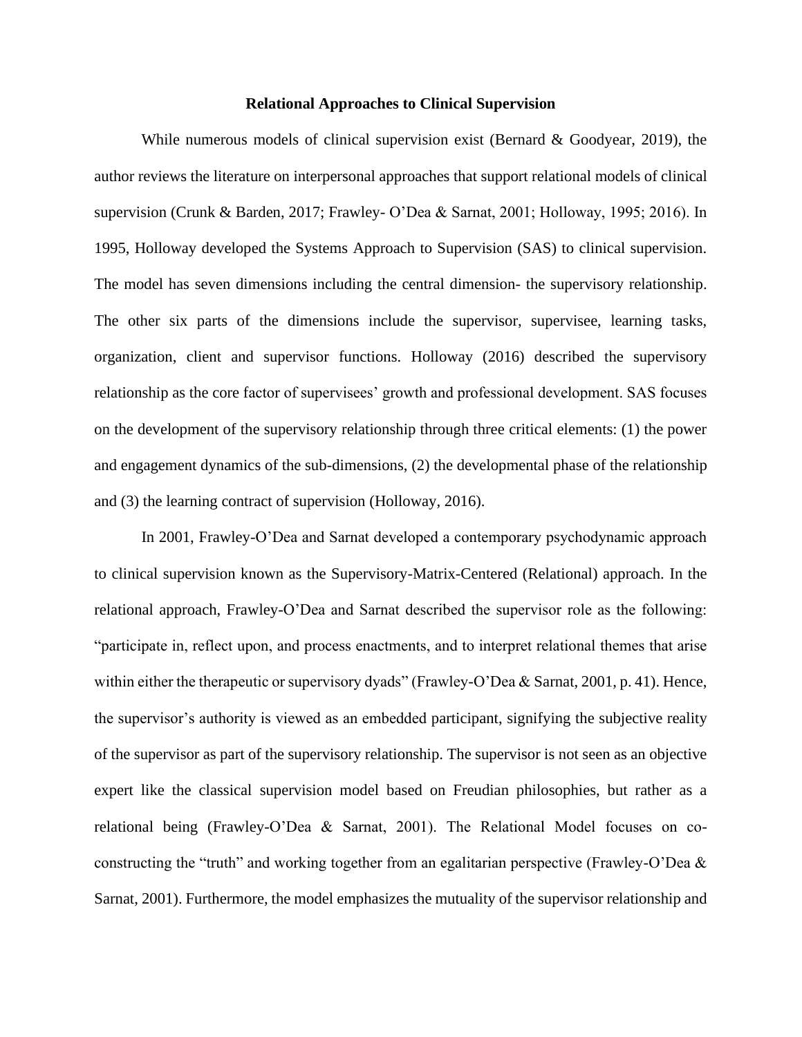## Relational Approaches to Clinical Supervision

While numerous models of clinical supervision exist (Bernard & Goodyear, 2019), the author reviews the literature on interpersonal approaches that support relational models of clinical supervision (Crunk & Barden, 2017; Frawley- O'Dea & Sarnat, 2001; Holloway, 1995; 2016). In 1995, Holloway developed the Systems Approach to Supervision (SAS) to clinical supervision. The model has seven dimensions including the central dimension- the supervisory relationship. The other six parts of the dimensions include the supervisor, supervisee, learning tasks, organization, client and supervisor functions. Holloway (2016) described the supervisory relationship as the core factor of supervisees' growth and professional development. SAS focuses on the development of the supervisory relationship through three critical elements: (1) the power and engagement dynamics of the sub-dimensions, (2) the developmental phase of the relationship and (3) the learning contract of supervision (Holloway, 2016).

In 2001, Frawley-O'Dea and Sarnat developed a contemporary psychodynamic approach to clinical supervision known as the Supervisory-Matrix-Centered (Relational) approach. In the relational approach, Frawley-O'Dea and Sarnat described the supervisor role as the following: "participate in, reflect upon, and process enactments, and to interpret relational themes that arise within either the therapeutic or supervisory dyads" (Frawley-O'Dea & Sarnat, 2001, p. 41). Hence, the supervisor's authority is viewed as an embedded participant, signifying the subjective reality of the supervisor as part of the supervisory relationship. The supervisor is not seen as an objective expert like the classical supervision model based on Freudian philosophies, but rather as a relational being (Frawley-O'Dea & Sarnat, 2001). The Relational Model focuses on co-constructing the "truth" and working together from an egalitarian perspective (Frawley-O'Dea & Sarnat, 2001). Furthermore, the model emphasizes the mutuality of the supervisor relationship and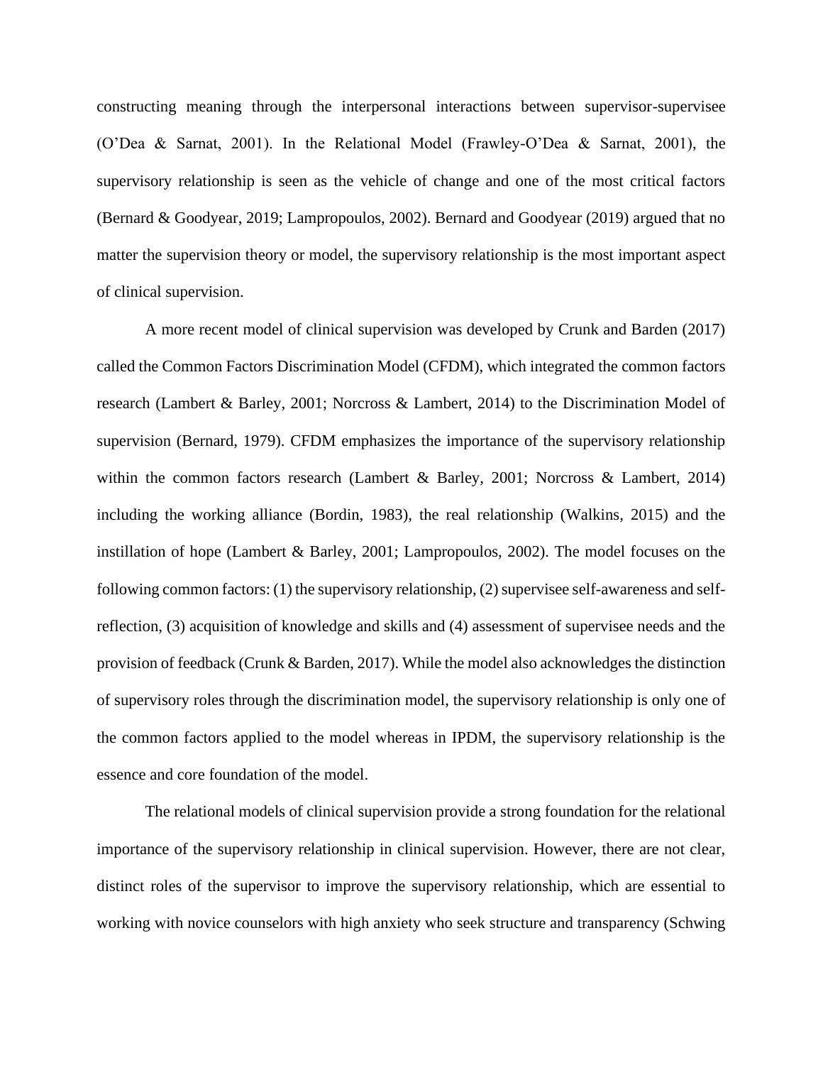constructing meaning through the interpersonal interactions between supervisor-supervisee (O'Dea & Sarnat, 2001). In the Relational Model (Frawley-O'Dea & Sarnat, 2001), the supervisory relationship is seen as the vehicle of change and one of the most critical factors (Bernard & Goodyear, 2019; Lampropoulos, 2002). Bernard and Goodyear (2019) argued that no matter the supervision theory or model, the supervisory relationship is the most important aspect of clinical supervision.

A more recent model of clinical supervision was developed by Crunk and Barden (2017) called the Common Factors Discrimination Model (CFDM), which integrated the common factors research (Lambert & Barley, 2001; Norcross & Lambert, 2014) to the Discrimination Model of supervision (Bernard, 1979). CFDM emphasizes the importance of the supervisory relationship within the common factors research (Lambert & Barley, 2001; Norcross & Lambert, 2014) including the working alliance (Bordin, 1983), the real relationship (Walkins, 2015) and the instillation of hope (Lambert & Barley, 2001; Lampropoulos, 2002). The model focuses on the following common factors: (1) the supervisory relationship, (2) supervisee self-awareness and self-reflection, (3) acquisition of knowledge and skills and (4) assessment of supervisee needs and the provision of feedback (Crunk & Barden, 2017). While the model also acknowledges the distinction of supervisory roles through the discrimination model, the supervisory relationship is only one of the common factors applied to the model whereas in IPDM, the supervisory relationship is the essence and core foundation of the model.

The relational models of clinical supervision provide a strong foundation for the relational importance of the supervisory relationship in clinical supervision. However, there are not clear, distinct roles of the supervisor to improve the supervisory relationship, which are essential to working with novice counselors with high anxiety who seek structure and transparency (Schwing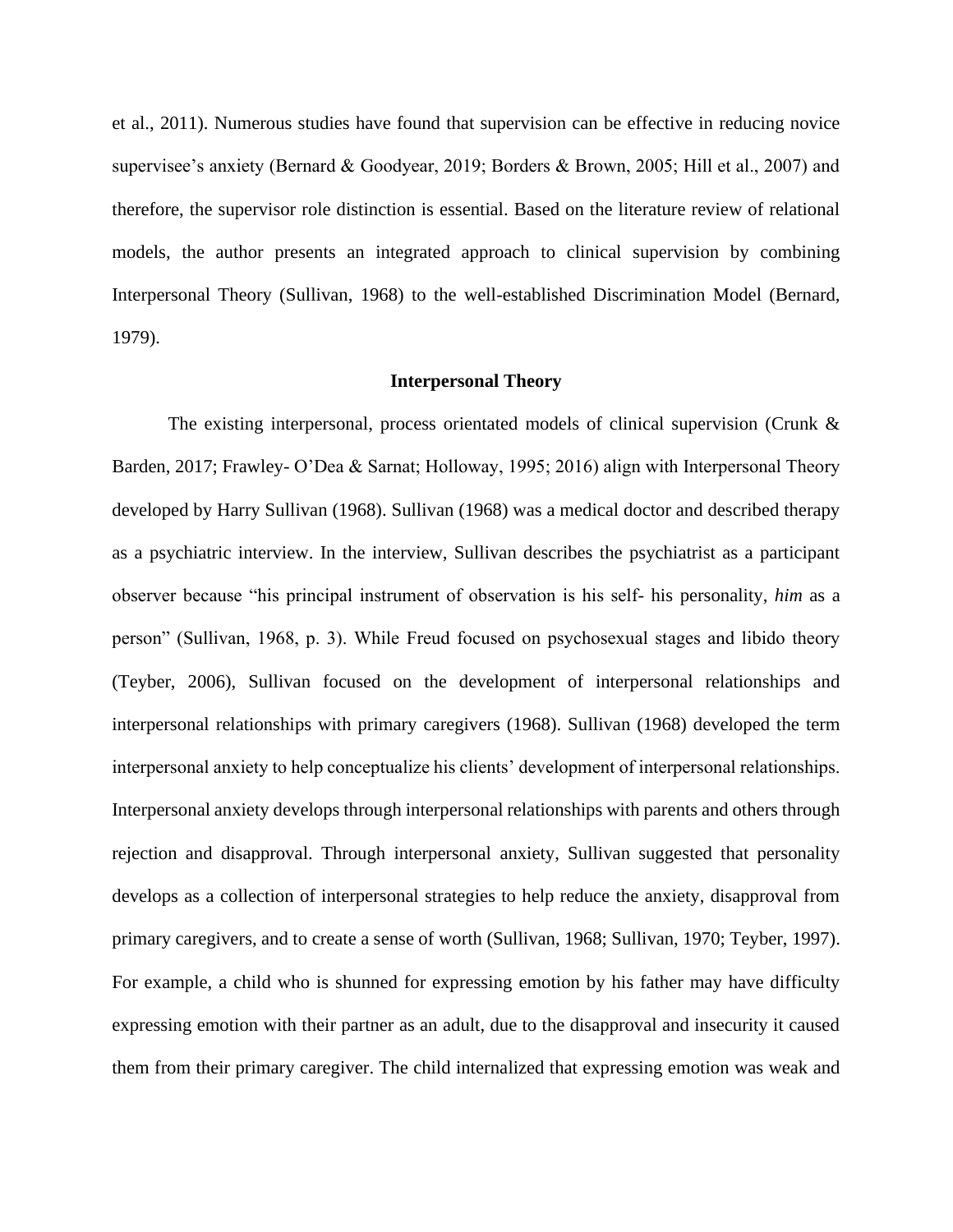et al., 2011). Numerous studies have found that supervision can be effective in reducing novice supervisee's anxiety (Bernard & Goodyear, 2019; Borders & Brown, 2005; Hill et al., 2007) and therefore, the supervisor role distinction is essential. Based on the literature review of relational models, the author presents an integrated approach to clinical supervision by combining Interpersonal Theory (Sullivan, 1968) to the well-established Discrimination Model (Bernard, 1979).

## Interpersonal Theory

The existing interpersonal, process orientated models of clinical supervision (Crunk & Barden, 2017; Frawley- O'Dea & Sarnat; Holloway, 1995; 2016) align with Interpersonal Theory developed by Harry Sullivan (1968). Sullivan (1968) was a medical doctor and described therapy as a psychiatric interview. In the interview, Sullivan describes the psychiatrist as a participant observer because "his principal instrument of observation is his self- his personality, *him* as a person" (Sullivan, 1968, p. 3). While Freud focused on psychosexual stages and libido theory (Teyber, 2006), Sullivan focused on the development of interpersonal relationships and interpersonal relationships with primary caregivers (1968). Sullivan (1968) developed the term interpersonal anxiety to help conceptualize his clients' development of interpersonal relationships. Interpersonal anxiety develops through interpersonal relationships with parents and others through rejection and disapproval. Through interpersonal anxiety, Sullivan suggested that personality develops as a collection of interpersonal strategies to help reduce the anxiety, disapproval from primary caregivers, and to create a sense of worth (Sullivan, 1968; Sullivan, 1970; Teyber, 1997). For example, a child who is shunned for expressing emotion by his father may have difficulty expressing emotion with their partner as an adult, due to the disapproval and insecurity it caused them from their primary caregiver. The child internalized that expressing emotion was weak and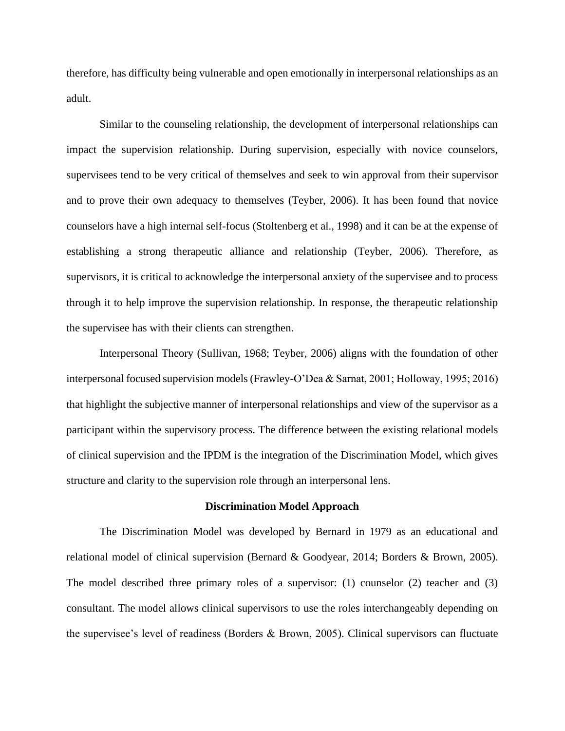therefore, has difficulty being vulnerable and open emotionally in interpersonal relationships as an adult.

Similar to the counseling relationship, the development of interpersonal relationships can impact the supervision relationship. During supervision, especially with novice counselors, supervisees tend to be very critical of themselves and seek to win approval from their supervisor and to prove their own adequacy to themselves (Teyber, 2006). It has been found that novice counselors have a high internal self-focus (Stoltenberg et al., 1998) and it can be at the expense of establishing a strong therapeutic alliance and relationship (Teyber, 2006). Therefore, as supervisors, it is critical to acknowledge the interpersonal anxiety of the supervisee and to process through it to help improve the supervision relationship. In response, the therapeutic relationship the supervisee has with their clients can strengthen.

Interpersonal Theory (Sullivan, 1968; Teyber, 2006) aligns with the foundation of other interpersonal focused supervision models (Frawley-O'Dea & Sarnat, 2001; Holloway, 1995; 2016) that highlight the subjective manner of interpersonal relationships and view of the supervisor as a participant within the supervisory process. The difference between the existing relational models of clinical supervision and the IPDM is the integration of the Discrimination Model, which gives structure and clarity to the supervision role through an interpersonal lens.

## Discrimination Model Approach

The Discrimination Model was developed by Bernard in 1979 as an educational and relational model of clinical supervision (Bernard & Goodyear, 2014; Borders & Brown, 2005). The model described three primary roles of a supervisor: (1) counselor (2) teacher and (3) consultant. The model allows clinical supervisors to use the roles interchangeably depending on the supervisee's level of readiness (Borders & Brown, 2005). Clinical supervisors can fluctuate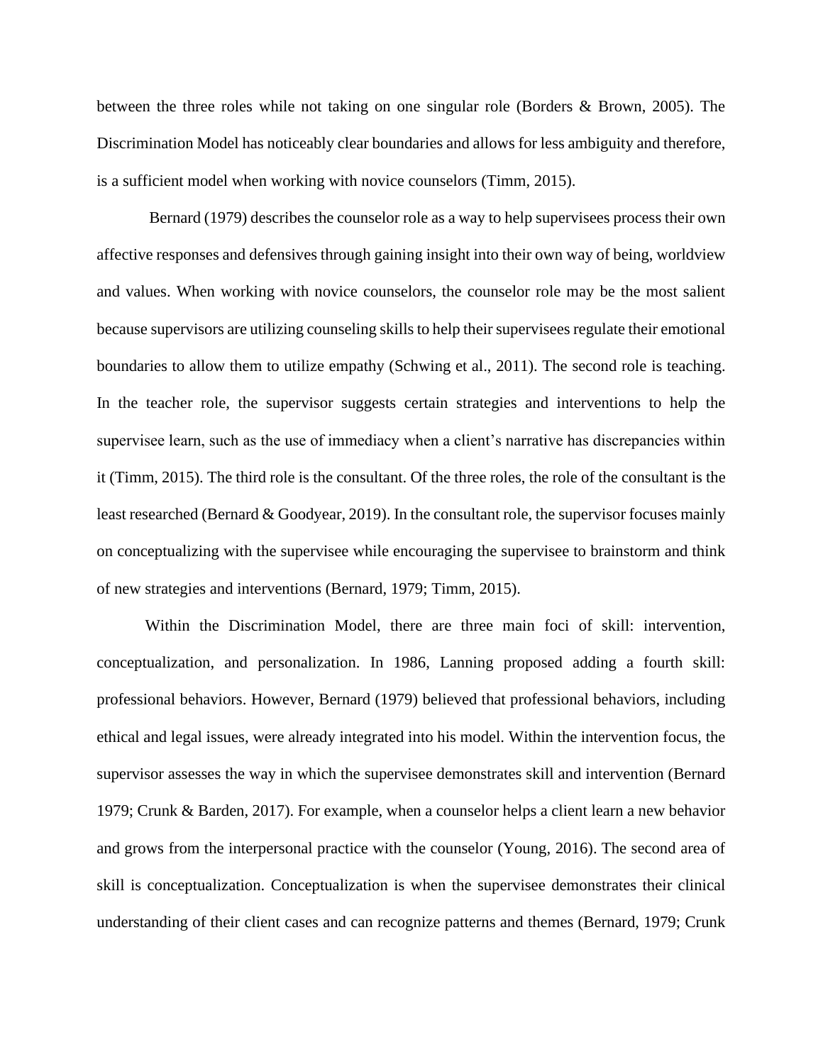between the three roles while not taking on one singular role (Borders & Brown, 2005). The Discrimination Model has noticeably clear boundaries and allows for less ambiguity and therefore, is a sufficient model when working with novice counselors (Timm, 2015).

Bernard (1979) describes the counselor role as a way to help supervisees process their own affective responses and defensives through gaining insight into their own way of being, worldview and values. When working with novice counselors, the counselor role may be the most salient because supervisors are utilizing counseling skills to help their supervisees regulate their emotional boundaries to allow them to utilize empathy (Schwing et al., 2011). The second role is teaching. In the teacher role, the supervisor suggests certain strategies and interventions to help the supervisee learn, such as the use of immediacy when a client's narrative has discrepancies within it (Timm, 2015). The third role is the consultant. Of the three roles, the role of the consultant is the least researched (Bernard & Goodyear, 2019). In the consultant role, the supervisor focuses mainly on conceptualizing with the supervisee while encouraging the supervisee to brainstorm and think of new strategies and interventions (Bernard, 1979; Timm, 2015).

Within the Discrimination Model, there are three main foci of skill: intervention, conceptualization, and personalization. In 1986, Lanning proposed adding a fourth skill: professional behaviors. However, Bernard (1979) believed that professional behaviors, including ethical and legal issues, were already integrated into his model. Within the intervention focus, the supervisor assesses the way in which the supervisee demonstrates skill and intervention (Bernard 1979; Crunk & Barden, 2017). For example, when a counselor helps a client learn a new behavior and grows from the interpersonal practice with the counselor (Young, 2016). The second area of skill is conceptualization. Conceptualization is when the supervisee demonstrates their clinical understanding of their client cases and can recognize patterns and themes (Bernard, 1979; Crunk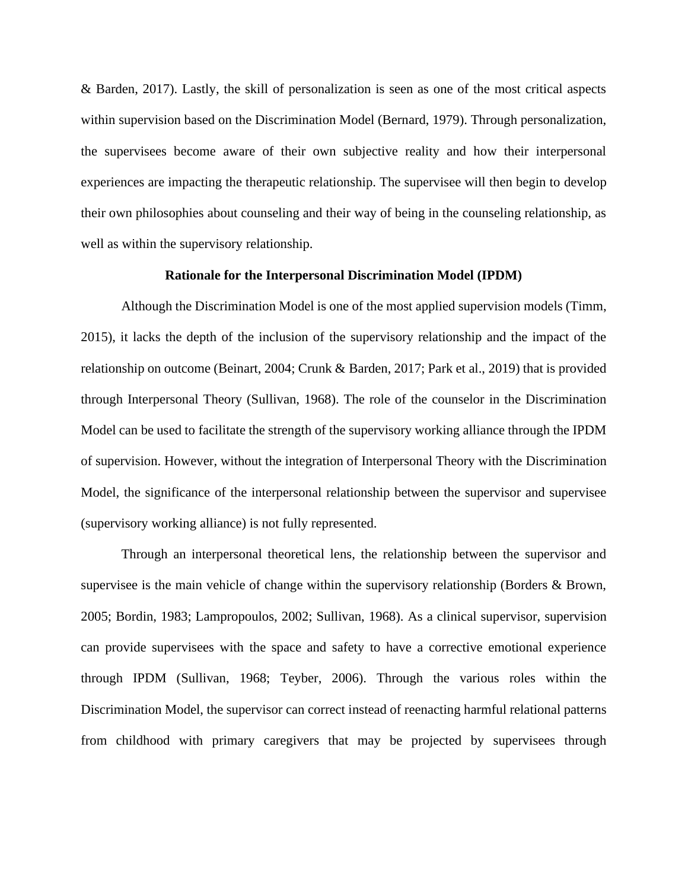& Barden, 2017). Lastly, the skill of personalization is seen as one of the most critical aspects within supervision based on the Discrimination Model (Bernard, 1979). Through personalization, the supervisees become aware of their own subjective reality and how their interpersonal experiences are impacting the therapeutic relationship. The supervisee will then begin to develop their own philosophies about counseling and their way of being in the counseling relationship, as well as within the supervisory relationship.

### Rationale for the Interpersonal Discrimination Model (IPDM)

Although the Discrimination Model is one of the most applied supervision models (Timm, 2015), it lacks the depth of the inclusion of the supervisory relationship and the impact of the relationship on outcome (Beinart, 2004; Crunk & Barden, 2017; Park et al., 2019) that is provided through Interpersonal Theory (Sullivan, 1968). The role of the counselor in the Discrimination Model can be used to facilitate the strength of the supervisory working alliance through the IPDM of supervision. However, without the integration of Interpersonal Theory with the Discrimination Model, the significance of the interpersonal relationship between the supervisor and supervisee (supervisory working alliance) is not fully represented.

Through an interpersonal theoretical lens, the relationship between the supervisor and supervisee is the main vehicle of change within the supervisory relationship (Borders & Brown, 2005; Bordin, 1983; Lampropoulos, 2002; Sullivan, 1968). As a clinical supervisor, supervision can provide supervisees with the space and safety to have a corrective emotional experience through IPDM (Sullivan, 1968; Teyber, 2006). Through the various roles within the Discrimination Model, the supervisor can correct instead of reenacting harmful relational patterns from childhood with primary caregivers that may be projected by supervisees through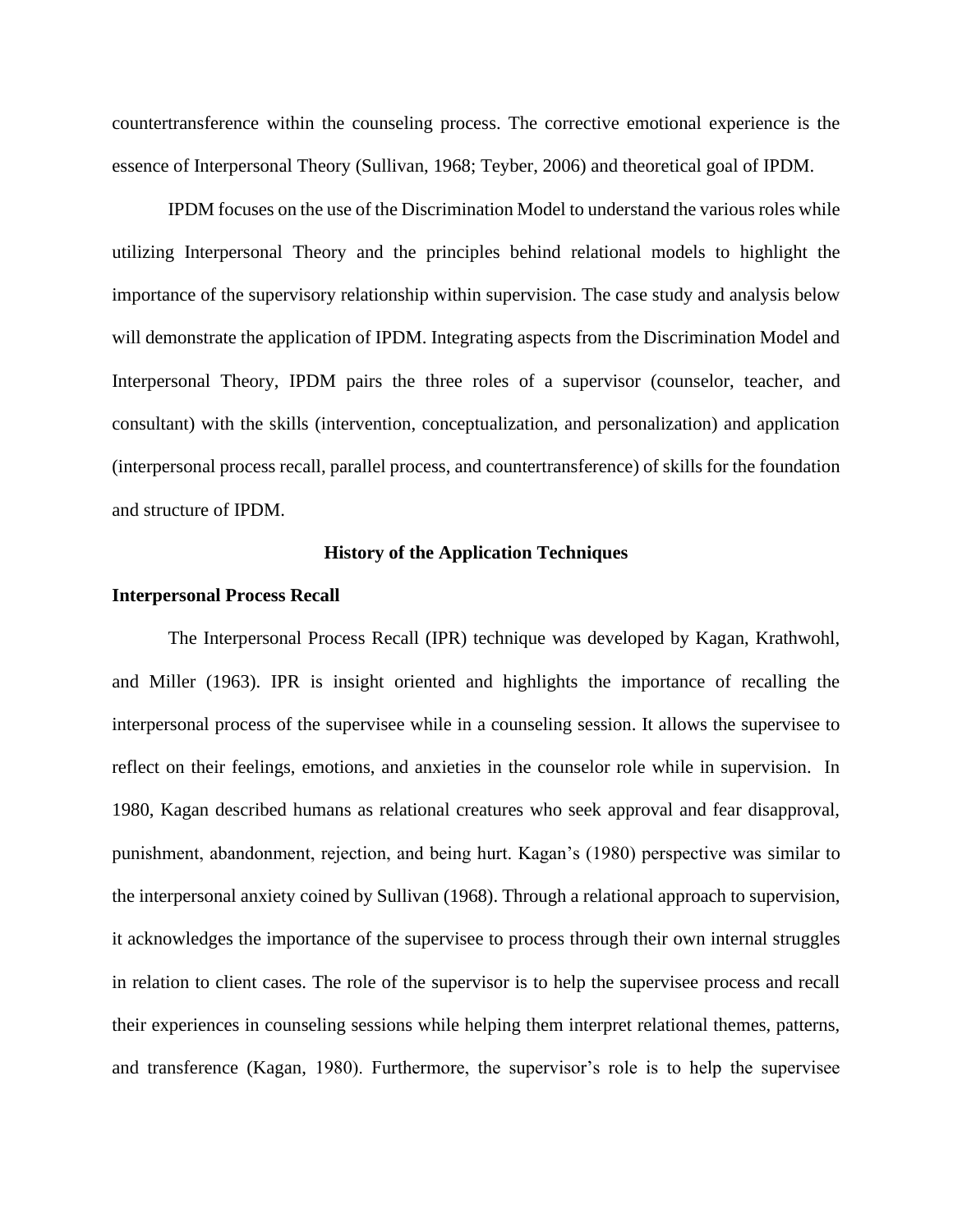countertransference within the counseling process. The corrective emotional experience is the essence of Interpersonal Theory (Sullivan, 1968; Teyber, 2006) and theoretical goal of IPDM.

IPDM focuses on the use of the Discrimination Model to understand the various roles while utilizing Interpersonal Theory and the principles behind relational models to highlight the importance of the supervisory relationship within supervision. The case study and analysis below will demonstrate the application of IPDM. Integrating aspects from the Discrimination Model and Interpersonal Theory, IPDM pairs the three roles of a supervisor (counselor, teacher, and consultant) with the skills (intervention, conceptualization, and personalization) and application (interpersonal process recall, parallel process, and countertransference) of skills for the foundation and structure of IPDM.

## History of the Application Techniques

### Interpersonal Process Recall

The Interpersonal Process Recall (IPR) technique was developed by Kagan, Krathwohl, and Miller (1963). IPR is insight oriented and highlights the importance of recalling the interpersonal process of the supervisee while in a counseling session. It allows the supervisee to reflect on their feelings, emotions, and anxieties in the counselor role while in supervision. In 1980, Kagan described humans as relational creatures who seek approval and fear disapproval, punishment, abandonment, rejection, and being hurt. Kagan's (1980) perspective was similar to the interpersonal anxiety coined by Sullivan (1968). Through a relational approach to supervision, it acknowledges the importance of the supervisee to process through their own internal struggles in relation to client cases. The role of the supervisor is to help the supervisee process and recall their experiences in counseling sessions while helping them interpret relational themes, patterns, and transference (Kagan, 1980). Furthermore, the supervisor's role is to help the supervisee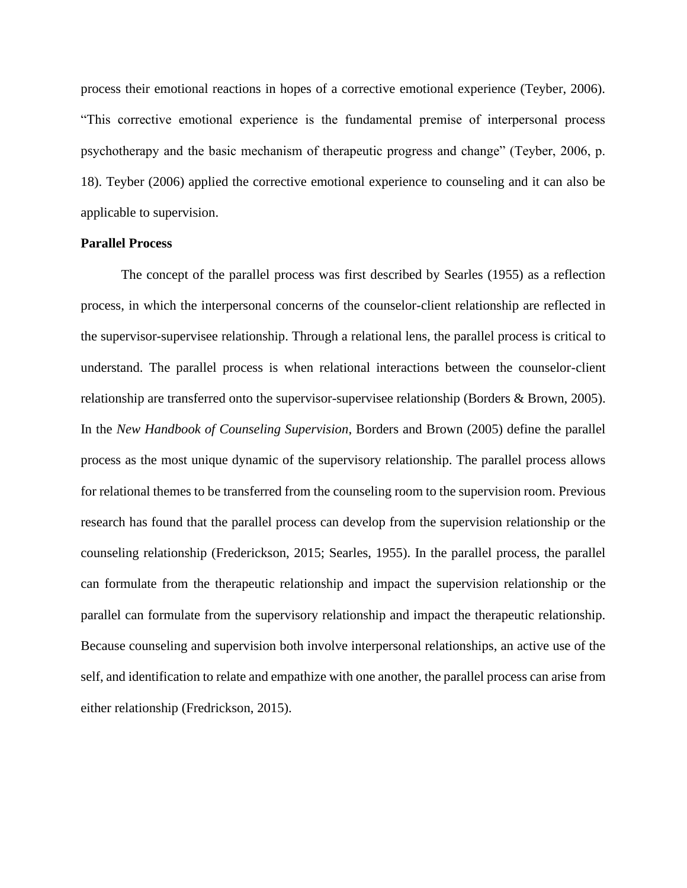process their emotional reactions in hopes of a corrective emotional experience (Teyber, 2006). "This corrective emotional experience is the fundamental premise of interpersonal process psychotherapy and the basic mechanism of therapeutic progress and change" (Teyber, 2006, p. 18). Teyber (2006) applied the corrective emotional experience to counseling and it can also be applicable to supervision.

**Parallel Process**

The concept of the parallel process was first described by Searles (1955) as a reflection process, in which the interpersonal concerns of the counselor-client relationship are reflected in the supervisor-supervisee relationship. Through a relational lens, the parallel process is critical to understand. The parallel process is when relational interactions between the counselor-client relationship are transferred onto the supervisor-supervisee relationship (Borders & Brown, 2005). In the *New Handbook of Counseling Supervision*, Borders and Brown (2005) define the parallel process as the most unique dynamic of the supervisory relationship. The parallel process allows for relational themes to be transferred from the counseling room to the supervision room. Previous research has found that the parallel process can develop from the supervision relationship or the counseling relationship (Frederickson, 2015; Searles, 1955). In the parallel process, the parallel can formulate from the therapeutic relationship and impact the supervision relationship or the parallel can formulate from the supervisory relationship and impact the therapeutic relationship. Because counseling and supervision both involve interpersonal relationships, an active use of the self, and identification to relate and empathize with one another, the parallel process can arise from either relationship (Fredrickson, 2015).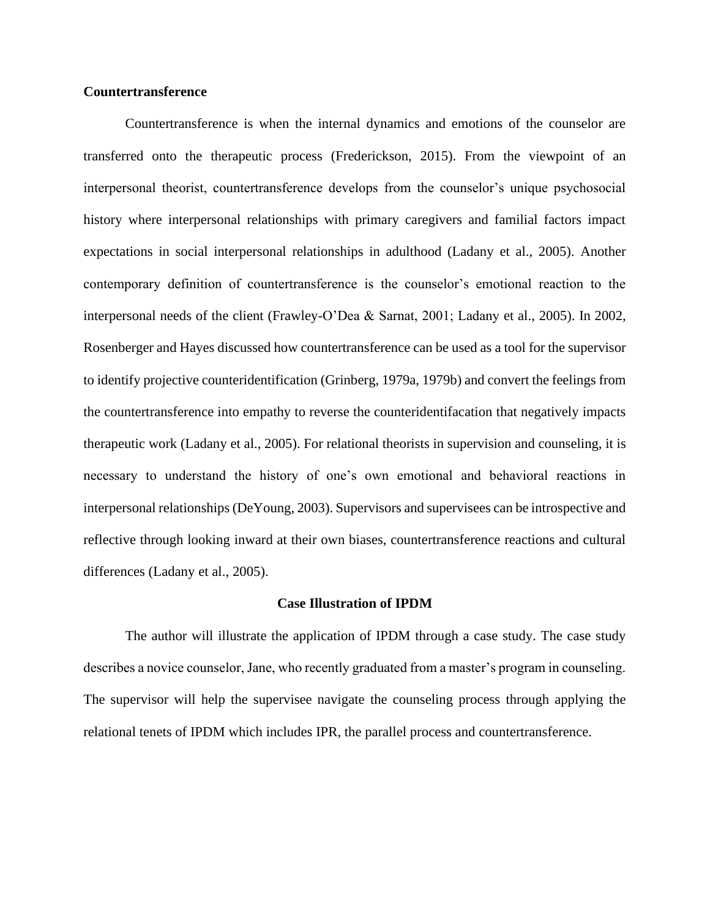**Countertransference**

Countertransference is when the internal dynamics and emotions of the counselor are transferred onto the therapeutic process (Frederickson, 2015). From the viewpoint of an interpersonal theorist, countertransference develops from the counselor's unique psychosocial history where interpersonal relationships with primary caregivers and familial factors impact expectations in social interpersonal relationships in adulthood (Ladany et al., 2005). Another contemporary definition of countertransference is the counselor's emotional reaction to the interpersonal needs of the client (Frawley-O'Dea & Sarnat, 2001; Ladany et al., 2005). In 2002, Rosenberger and Hayes discussed how countertransference can be used as a tool for the supervisor to identify projective counteridentification (Grinberg, 1979a, 1979b) and convert the feelings from the countertransference into empathy to reverse the counteridentifacation that negatively impacts therapeutic work (Ladany et al., 2005). For relational theorists in supervision and counseling, it is necessary to understand the history of one's own emotional and behavioral reactions in interpersonal relationships (DeYoung, 2003). Supervisors and supervisees can be introspective and reflective through looking inward at their own biases, countertransference reactions and cultural differences (Ladany et al., 2005).

**Case Illustration of IPDM**

The author will illustrate the application of IPDM through a case study. The case study describes a novice counselor, Jane, who recently graduated from a master's program in counseling. The supervisor will help the supervisee navigate the counseling process through applying the relational tenets of IPDM which includes IPR, the parallel process and countertransference.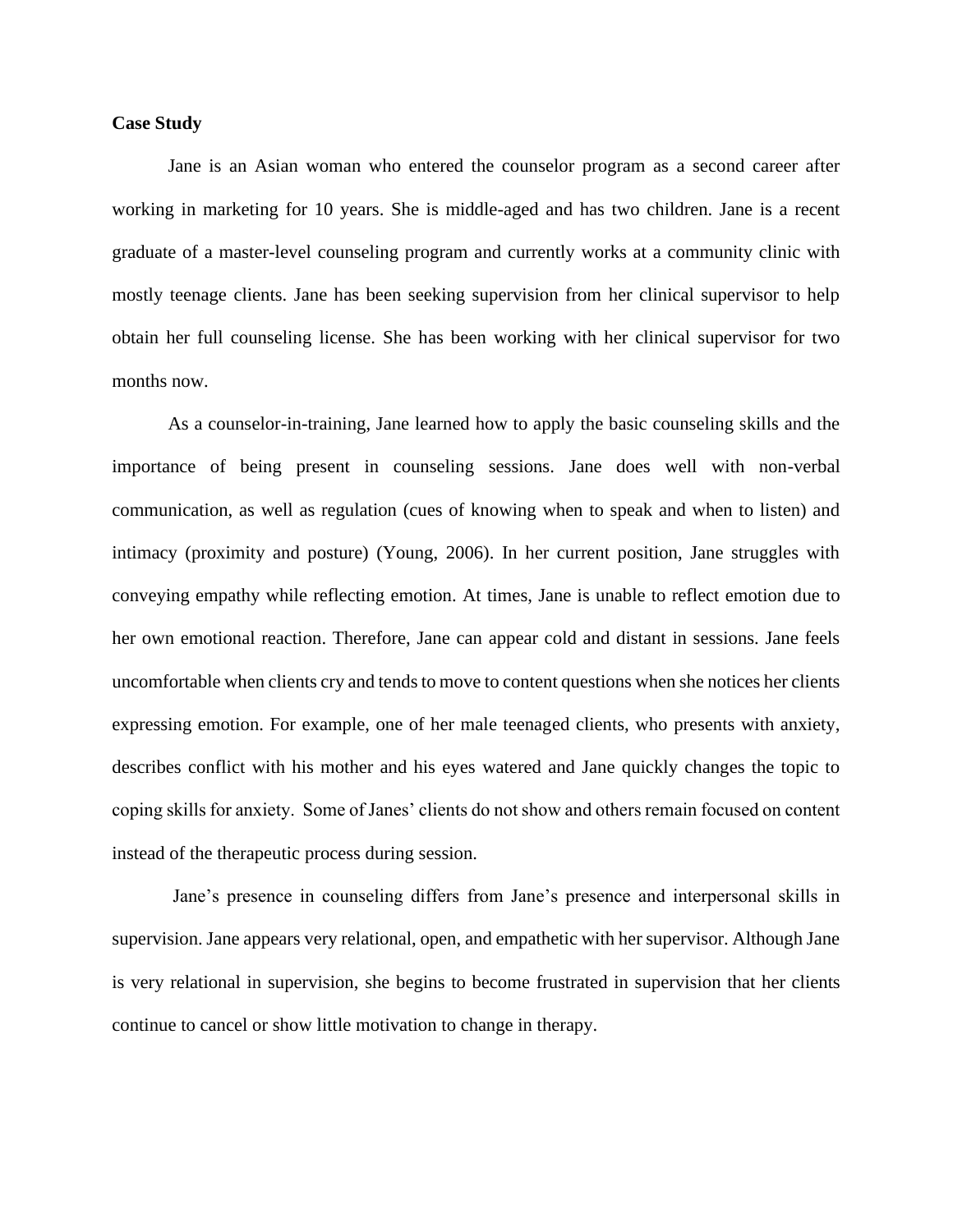**Case Study**

Jane is an Asian woman who entered the counselor program as a second career after working in marketing for 10 years. She is middle-aged and has two children. Jane is a recent graduate of a master-level counseling program and currently works at a community clinic with mostly teenage clients. Jane has been seeking supervision from her clinical supervisor to help obtain her full counseling license. She has been working with her clinical supervisor for two months now.

As a counselor-in-training, Jane learned how to apply the basic counseling skills and the importance of being present in counseling sessions. Jane does well with non-verbal communication, as well as regulation (cues of knowing when to speak and when to listen) and intimacy (proximity and posture) (Young, 2006). In her current position, Jane struggles with conveying empathy while reflecting emotion. At times, Jane is unable to reflect emotion due to her own emotional reaction. Therefore, Jane can appear cold and distant in sessions. Jane feels uncomfortable when clients cry and tends to move to content questions when she notices her clients expressing emotion. For example, one of her male teenaged clients, who presents with anxiety, describes conflict with his mother and his eyes watered and Jane quickly changes the topic to coping skills for anxiety. Some of Janes' clients do not show and others remain focused on content instead of the therapeutic process during session.

Jane's presence in counseling differs from Jane's presence and interpersonal skills in supervision. Jane appears very relational, open, and empathetic with her supervisor. Although Jane is very relational in supervision, she begins to become frustrated in supervision that her clients continue to cancel or show little motivation to change in therapy.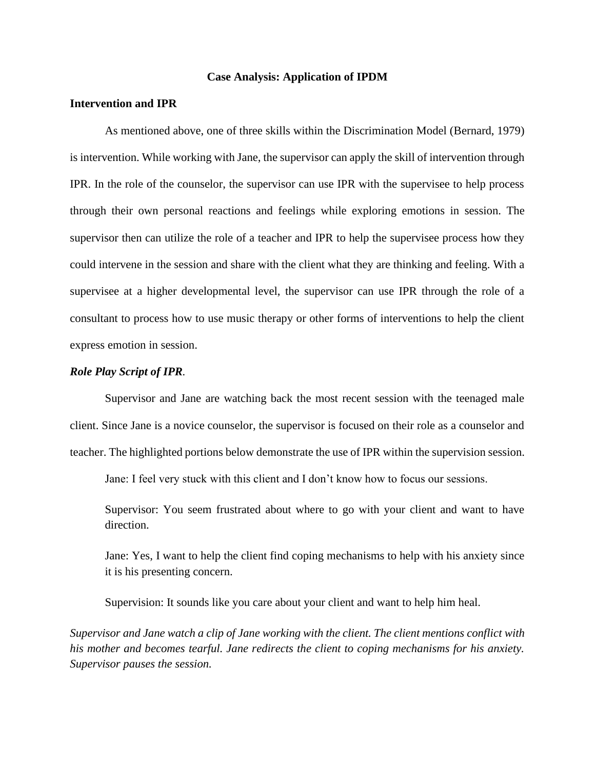# Case Analysis: Application of IPDM

## Intervention and IPR

As mentioned above, one of three skills within the Discrimination Model (Bernard, 1979) is intervention. While working with Jane, the supervisor can apply the skill of intervention through IPR. In the role of the counselor, the supervisor can use IPR with the supervisee to help process through their own personal reactions and feelings while exploring emotions in session. The supervisor then can utilize the role of a teacher and IPR to help the supervisee process how they could intervene in the session and share with the client what they are thinking and feeling. With a supervisee at a higher developmental level, the supervisor can use IPR through the role of a consultant to process how to use music therapy or other forms of interventions to help the client express emotion in session.

### *Role Play Script of IPR*.

Supervisor and Jane are watching back the most recent session with the teenaged male client. Since Jane is a novice counselor, the supervisor is focused on their role as a counselor and teacher. The highlighted portions below demonstrate the use of IPR within the supervision session.

Jane: I feel very stuck with this client and I don't know how to focus our sessions.

Supervisor: You seem frustrated about where to go with your client and want to have direction.

Jane: Yes, I want to help the client find coping mechanisms to help with his anxiety since it is his presenting concern.

Supervision: It sounds like you care about your client and want to help him heal.

*Supervisor and Jane watch a clip of Jane working with the client. The client mentions conflict with his mother and becomes tearful. Jane redirects the client to coping mechanisms for his anxiety. Supervisor pauses the session.*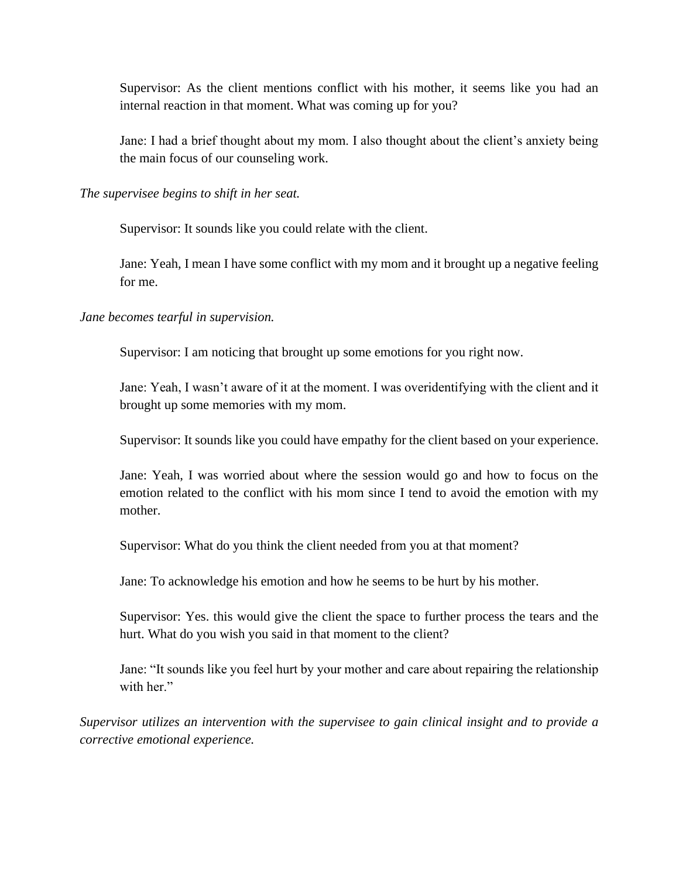Supervisor: As the client mentions conflict with his mother, it seems like you had an internal reaction in that moment. What was coming up for you?

Jane: I had a brief thought about my mom. I also thought about the client's anxiety being the main focus of our counseling work.

*The supervisee begins to shift in her seat.*

Supervisor: It sounds like you could relate with the client.

Jane: Yeah, I mean I have some conflict with my mom and it brought up a negative feeling for me.

*Jane becomes tearful in supervision.*

Supervisor: I am noticing that brought up some emotions for you right now.

Jane: Yeah, I wasn't aware of it at the moment. I was overidentifying with the client and it brought up some memories with my mom.

Supervisor: It sounds like you could have empathy for the client based on your experience.

Jane: Yeah, I was worried about where the session would go and how to focus on the emotion related to the conflict with his mom since I tend to avoid the emotion with my mother.

Supervisor: What do you think the client needed from you at that moment?

Jane: To acknowledge his emotion and how he seems to be hurt by his mother.

Supervisor: Yes. this would give the client the space to further process the tears and the hurt. What do you wish you said in that moment to the client?

Jane: "It sounds like you feel hurt by your mother and care about repairing the relationship with her."

*Supervisor utilizes an intervention with the supervisee to gain clinical insight and to provide a corrective emotional experience.*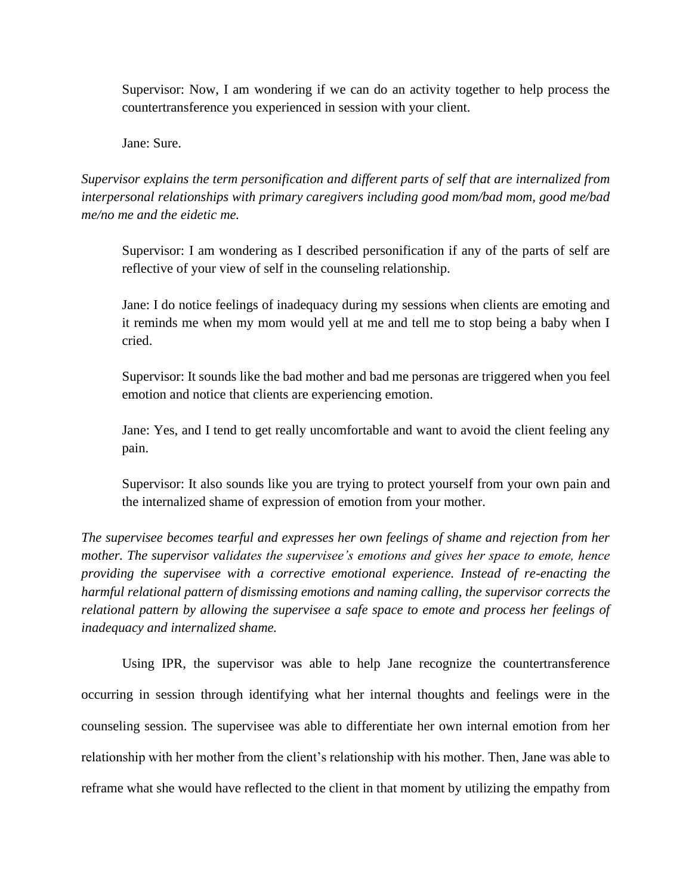Supervisor: Now, I am wondering if we can do an activity together to help process the countertransference you experienced in session with your client.

Jane: Sure.

*Supervisor explains the term personification and different parts of self that are internalized from interpersonal relationships with primary caregivers including good mom/bad mom, good me/bad me/no me and the eidetic me.*

Supervisor: I am wondering as I described personification if any of the parts of self are reflective of your view of self in the counseling relationship.

Jane: I do notice feelings of inadequacy during my sessions when clients are emoting and it reminds me when my mom would yell at me and tell me to stop being a baby when I cried.

Supervisor: It sounds like the bad mother and bad me personas are triggered when you feel emotion and notice that clients are experiencing emotion.

Jane: Yes, and I tend to get really uncomfortable and want to avoid the client feeling any pain.

Supervisor: It also sounds like you are trying to protect yourself from your own pain and the internalized shame of expression of emotion from your mother.

*The supervisee becomes tearful and expresses her own feelings of shame and rejection from her mother. The supervisor validates the supervisee's emotions and gives her space to emote, hence providing the supervisee with a corrective emotional experience. Instead of re-enacting the harmful relational pattern of dismissing emotions and naming calling, the supervisor corrects the relational pattern by allowing the supervisee a safe space to emote and process her feelings of inadequacy and internalized shame.*

Using IPR, the supervisor was able to help Jane recognize the countertransference occurring in session through identifying what her internal thoughts and feelings were in the counseling session. The supervisee was able to differentiate her own internal emotion from her relationship with her mother from the client's relationship with his mother. Then, Jane was able to reframe what she would have reflected to the client in that moment by utilizing the empathy from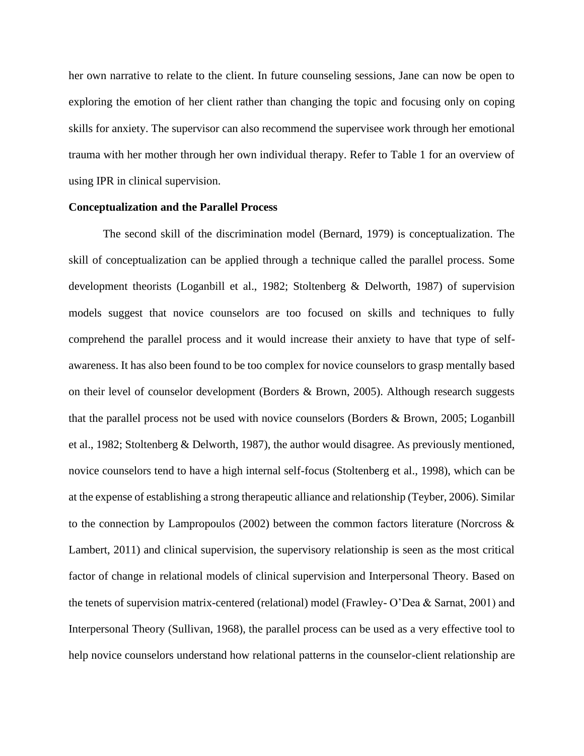her own narrative to relate to the client. In future counseling sessions, Jane can now be open to exploring the emotion of her client rather than changing the topic and focusing only on coping skills for anxiety. The supervisor can also recommend the supervisee work through her emotional trauma with her mother through her own individual therapy. Refer to Table 1 for an overview of using IPR in clinical supervision.

**Conceptualization and the Parallel Process**

The second skill of the discrimination model (Bernard, 1979) is conceptualization. The skill of conceptualization can be applied through a technique called the parallel process. Some development theorists (Loganbill et al., 1982; Stoltenberg & Delworth, 1987) of supervision models suggest that novice counselors are too focused on skills and techniques to fully comprehend the parallel process and it would increase their anxiety to have that type of self-awareness. It has also been found to be too complex for novice counselors to grasp mentally based on their level of counselor development (Borders & Brown, 2005). Although research suggests that the parallel process not be used with novice counselors (Borders & Brown, 2005; Loganbill et al., 1982; Stoltenberg & Delworth, 1987), the author would disagree. As previously mentioned, novice counselors tend to have a high internal self-focus (Stoltenberg et al., 1998), which can be at the expense of establishing a strong therapeutic alliance and relationship (Teyber, 2006). Similar to the connection by Lampropoulos (2002) between the common factors literature (Norcross & Lambert, 2011) and clinical supervision, the supervisory relationship is seen as the most critical factor of change in relational models of clinical supervision and Interpersonal Theory. Based on the tenets of supervision matrix-centered (relational) model (Frawley- O'Dea & Sarnat, 2001) and Interpersonal Theory (Sullivan, 1968), the parallel process can be used as a very effective tool to help novice counselors understand how relational patterns in the counselor-client relationship are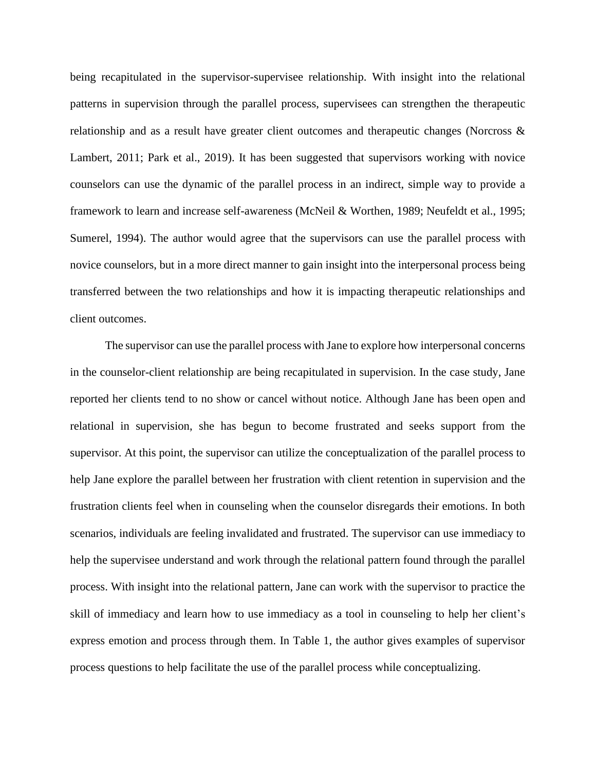being recapitulated in the supervisor-supervisee relationship. With insight into the relational patterns in supervision through the parallel process, supervisees can strengthen the therapeutic relationship and as a result have greater client outcomes and therapeutic changes (Norcross & Lambert, 2011; Park et al., 2019). It has been suggested that supervisors working with novice counselors can use the dynamic of the parallel process in an indirect, simple way to provide a framework to learn and increase self-awareness (McNeil & Worthen, 1989; Neufeldt et al., 1995; Sumerel, 1994). The author would agree that the supervisors can use the parallel process with novice counselors, but in a more direct manner to gain insight into the interpersonal process being transferred between the two relationships and how it is impacting therapeutic relationships and client outcomes.

The supervisor can use the parallel process with Jane to explore how interpersonal concerns in the counselor-client relationship are being recapitulated in supervision. In the case study, Jane reported her clients tend to no show or cancel without notice. Although Jane has been open and relational in supervision, she has begun to become frustrated and seeks support from the supervisor. At this point, the supervisor can utilize the conceptualization of the parallel process to help Jane explore the parallel between her frustration with client retention in supervision and the frustration clients feel when in counseling when the counselor disregards their emotions. In both scenarios, individuals are feeling invalidated and frustrated. The supervisor can use immediacy to help the supervisee understand and work through the relational pattern found through the parallel process. With insight into the relational pattern, Jane can work with the supervisor to practice the skill of immediacy and learn how to use immediacy as a tool in counseling to help her client's express emotion and process through them. In Table 1, the author gives examples of supervisor process questions to help facilitate the use of the parallel process while conceptualizing.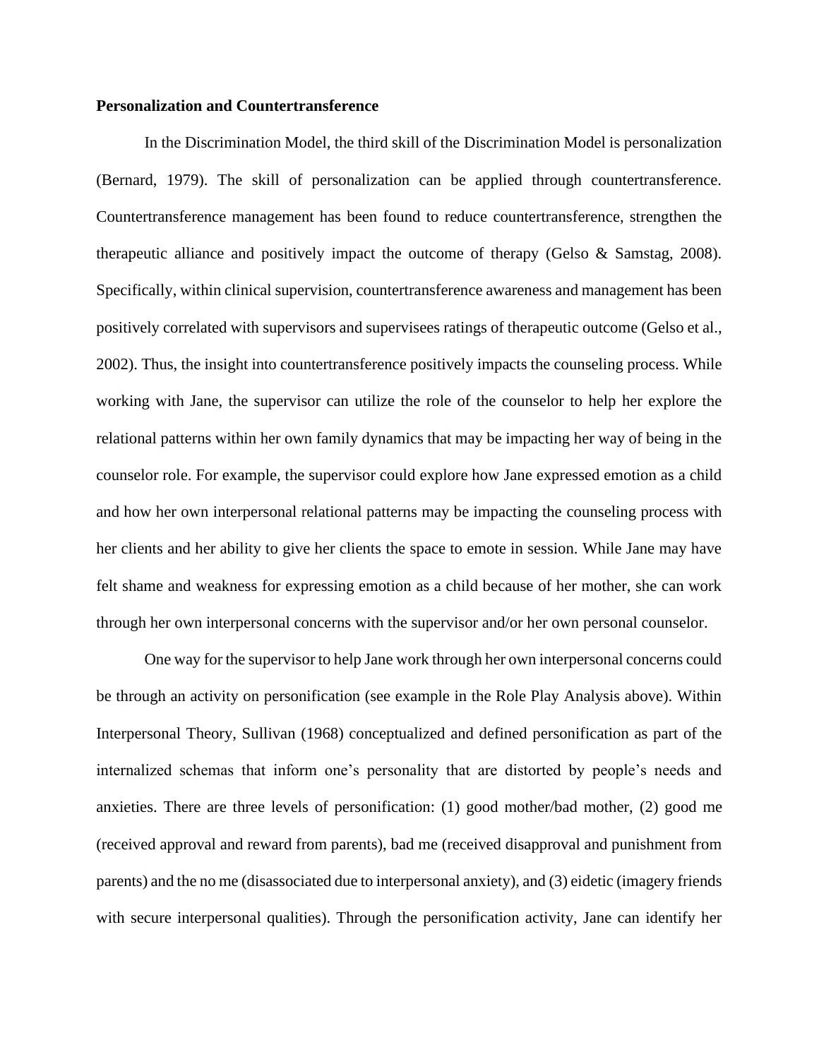**Personalization and Countertransference**

In the Discrimination Model, the third skill of the Discrimination Model is personalization (Bernard, 1979). The skill of personalization can be applied through countertransference. Countertransference management has been found to reduce countertransference, strengthen the therapeutic alliance and positively impact the outcome of therapy (Gelso & Samstag, 2008). Specifically, within clinical supervision, countertransference awareness and management has been positively correlated with supervisors and supervisees ratings of therapeutic outcome (Gelso et al., 2002). Thus, the insight into countertransference positively impacts the counseling process. While working with Jane, the supervisor can utilize the role of the counselor to help her explore the relational patterns within her own family dynamics that may be impacting her way of being in the counselor role. For example, the supervisor could explore how Jane expressed emotion as a child and how her own interpersonal relational patterns may be impacting the counseling process with her clients and her ability to give her clients the space to emote in session. While Jane may have felt shame and weakness for expressing emotion as a child because of her mother, she can work through her own interpersonal concerns with the supervisor and/or her own personal counselor.

One way for the supervisor to help Jane work through her own interpersonal concerns could be through an activity on personification (see example in the Role Play Analysis above). Within Interpersonal Theory, Sullivan (1968) conceptualized and defined personification as part of the internalized schemas that inform one's personality that are distorted by people's needs and anxieties. There are three levels of personification: (1) good mother/bad mother, (2) good me (received approval and reward from parents), bad me (received disapproval and punishment from parents) and the no me (disassociated due to interpersonal anxiety), and (3) eidetic (imagery friends with secure interpersonal qualities). Through the personification activity, Jane can identify her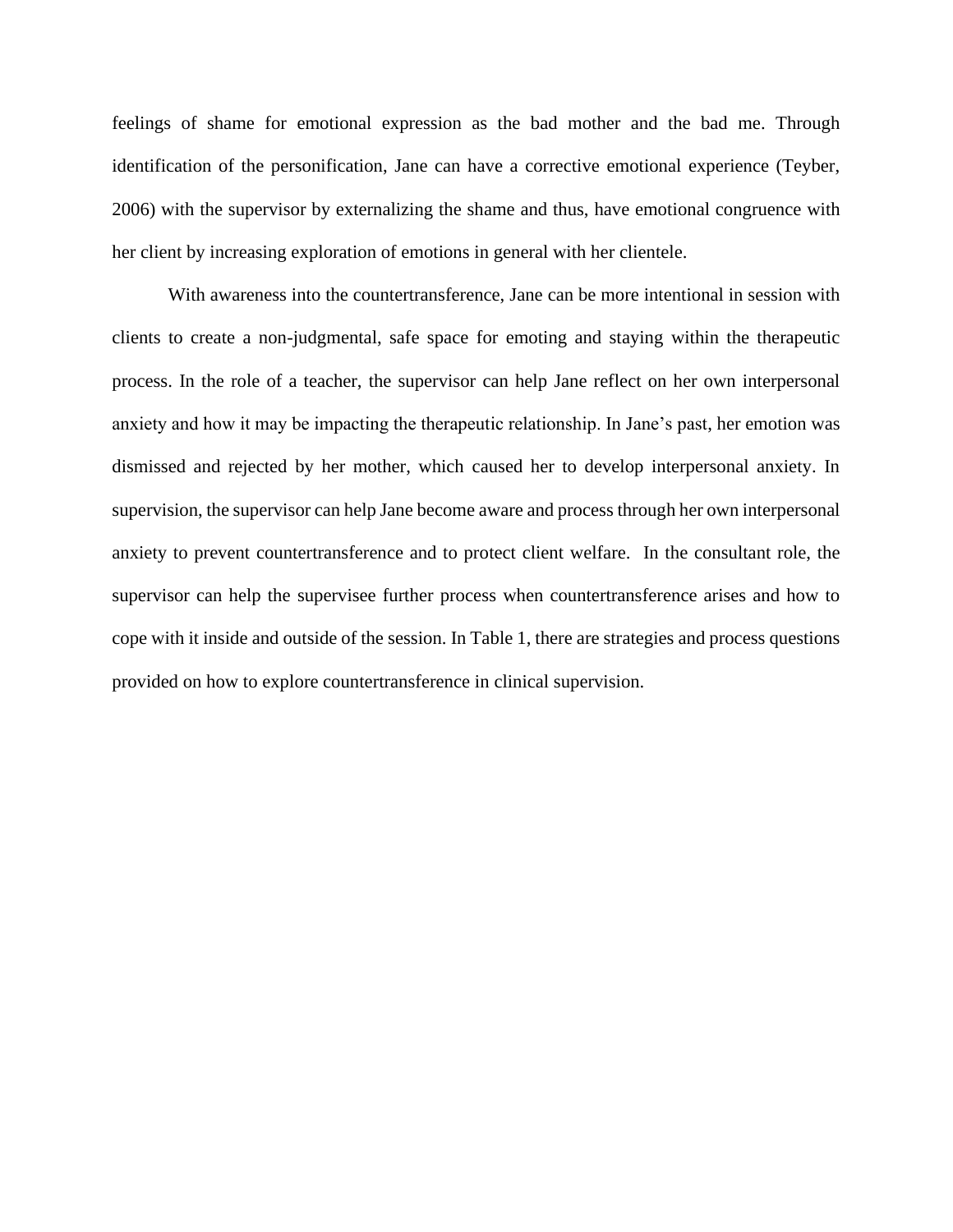feelings of shame for emotional expression as the bad mother and the bad me. Through identification of the personification, Jane can have a corrective emotional experience (Teyber, 2006) with the supervisor by externalizing the shame and thus, have emotional congruence with her client by increasing exploration of emotions in general with her clientele.

With awareness into the countertransference, Jane can be more intentional in session with clients to create a non-judgmental, safe space for emoting and staying within the therapeutic process. In the role of a teacher, the supervisor can help Jane reflect on her own interpersonal anxiety and how it may be impacting the therapeutic relationship. In Jane's past, her emotion was dismissed and rejected by her mother, which caused her to develop interpersonal anxiety. In supervision, the supervisor can help Jane become aware and process through her own interpersonal anxiety to prevent countertransference and to protect client welfare. In the consultant role, the supervisor can help the supervisee further process when countertransference arises and how to cope with it inside and outside of the session. In Table 1, there are strategies and process questions provided on how to explore countertransference in clinical supervision.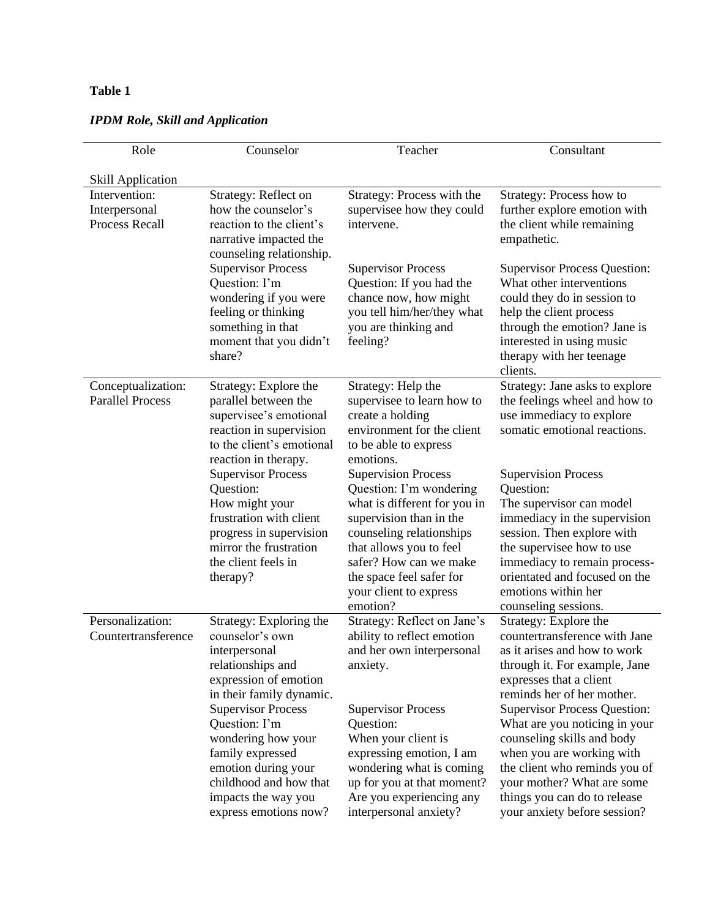**Table 1**

***IPDM Role, Skill and Application***

| Role<br><br>Skill Application | Counselor | Teacher | Consultant |
|---|---|---|---|
| Intervention: Interpersonal Process Recall | Strategy: Reflect on how the counselor's reaction to the client's narrative impacted the counseling relationship.<br>Supervisor Process Question: I'm wondering if you were feeling or thinking something in that moment that you didn't share? | Strategy: Process with the supervisee how they could intervene.<br><br>Supervisor Process Question: If you had the chance now, how might you tell him/her/they what you are thinking and feeling? | Strategy: Process how to further explore emotion with the client while remaining empathetic.<br><br>Supervisor Process Question: What other interventions could they do in session to help the client process through the emotion? Jane is interested in using music therapy with her teenage clients. |
| Conceptualization: Parallel Process | Strategy: Explore the parallel between the supervisee's emotional reaction in supervision to the client's emotional reaction in therapy.<br>Supervisor Process Question:<br>How might your frustration with client progress in supervision mirror the frustration the client feels in therapy? | Strategy: Help the supervisee to learn how to create a holding environment for the client to be able to express emotions.<br>Supervision Process Question: I'm wondering what is different for you in supervision than in the counseling relationships that allows you to feel safer? How can we make the space feel safer for your client to express emotion? | Strategy: Jane asks to explore the feelings wheel and how to use immediacy to explore somatic emotional reactions.<br><br>Supervision Process Question:<br>The supervisor can model immediacy in the supervision session. Then explore with the supervisee how to use immediacy to remain process-orientated and focused on the emotions within her counseling sessions. |
| Personalization: Countertransference | Strategy: Exploring the counselor's own interpersonal relationships and expression of emotion in their family dynamic.<br>Supervisor Process Question: I'm wondering how your family expressed emotion during your childhood and how that impacts the way you express emotions now? | Strategy: Reflect on Jane's ability to reflect emotion and her own interpersonal anxiety.<br><br>Supervisor Process Question:<br>When your client is expressing emotion, I am wondering what is coming up for you at that moment? Are you experiencing any interpersonal anxiety? | Strategy: Explore the countertransference with Jane as it arises and how to work through it. For example, Jane expresses that a client reminds her of her mother.<br>Supervisor Process Question: What are you noticing in your counseling skills and body when you are working with the client who reminds you of your mother? What are some things you can do to release your anxiety before session? |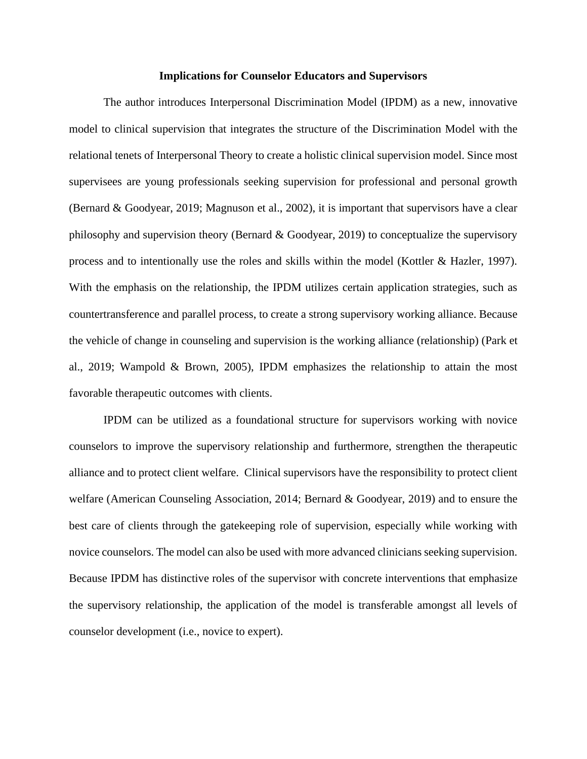## Implications for Counselor Educators and Supervisors

The author introduces Interpersonal Discrimination Model (IPDM) as a new, innovative model to clinical supervision that integrates the structure of the Discrimination Model with the relational tenets of Interpersonal Theory to create a holistic clinical supervision model. Since most supervisees are young professionals seeking supervision for professional and personal growth (Bernard & Goodyear, 2019; Magnuson et al., 2002), it is important that supervisors have a clear philosophy and supervision theory (Bernard & Goodyear, 2019) to conceptualize the supervisory process and to intentionally use the roles and skills within the model (Kottler & Hazler, 1997). With the emphasis on the relationship, the IPDM utilizes certain application strategies, such as countertransference and parallel process, to create a strong supervisory working alliance. Because the vehicle of change in counseling and supervision is the working alliance (relationship) (Park et al., 2019; Wampold & Brown, 2005), IPDM emphasizes the relationship to attain the most favorable therapeutic outcomes with clients.

IPDM can be utilized as a foundational structure for supervisors working with novice counselors to improve the supervisory relationship and furthermore, strengthen the therapeutic alliance and to protect client welfare. Clinical supervisors have the responsibility to protect client welfare (American Counseling Association, 2014; Bernard & Goodyear, 2019) and to ensure the best care of clients through the gatekeeping role of supervision, especially while working with novice counselors. The model can also be used with more advanced clinicians seeking supervision. Because IPDM has distinctive roles of the supervisor with concrete interventions that emphasize the supervisory relationship, the application of the model is transferable amongst all levels of counselor development (i.e., novice to expert).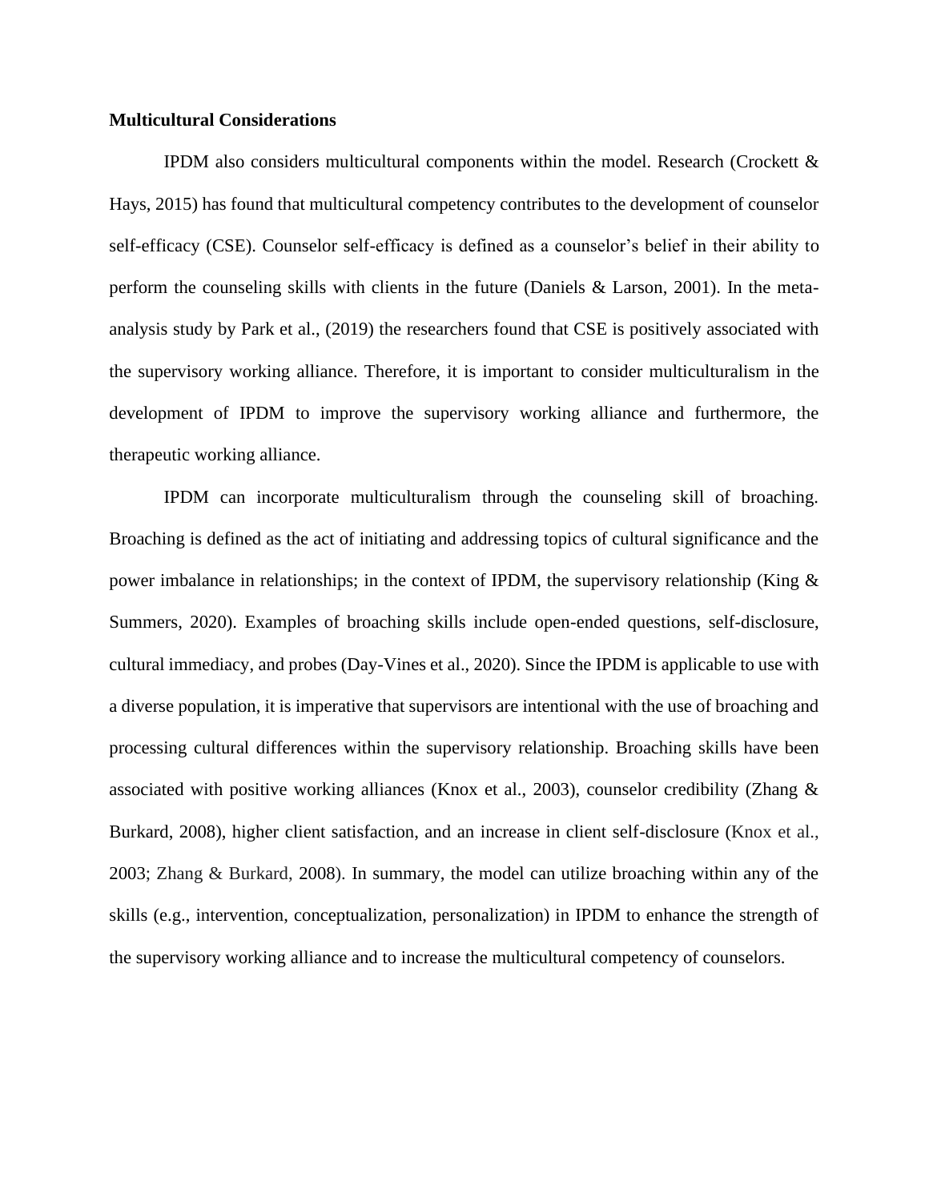**Multicultural Considerations**

IPDM also considers multicultural components within the model. Research (Crockett & Hays, 2015) has found that multicultural competency contributes to the development of counselor self-efficacy (CSE). Counselor self-efficacy is defined as a counselor's belief in their ability to perform the counseling skills with clients in the future (Daniels & Larson, 2001). In the meta-analysis study by Park et al., (2019) the researchers found that CSE is positively associated with the supervisory working alliance. Therefore, it is important to consider multiculturalism in the development of IPDM to improve the supervisory working alliance and furthermore, the therapeutic working alliance.

IPDM can incorporate multiculturalism through the counseling skill of broaching. Broaching is defined as the act of initiating and addressing topics of cultural significance and the power imbalance in relationships; in the context of IPDM, the supervisory relationship (King & Summers, 2020). Examples of broaching skills include open-ended questions, self-disclosure, cultural immediacy, and probes (Day-Vines et al., 2020). Since the IPDM is applicable to use with a diverse population, it is imperative that supervisors are intentional with the use of broaching and processing cultural differences within the supervisory relationship. Broaching skills have been associated with positive working alliances (Knox et al., 2003), counselor credibility (Zhang & Burkard, 2008), higher client satisfaction, and an increase in client self-disclosure (Knox et al., 2003; Zhang & Burkard, 2008). In summary, the model can utilize broaching within any of the skills (e.g., intervention, conceptualization, personalization) in IPDM to enhance the strength of the supervisory working alliance and to increase the multicultural competency of counselors.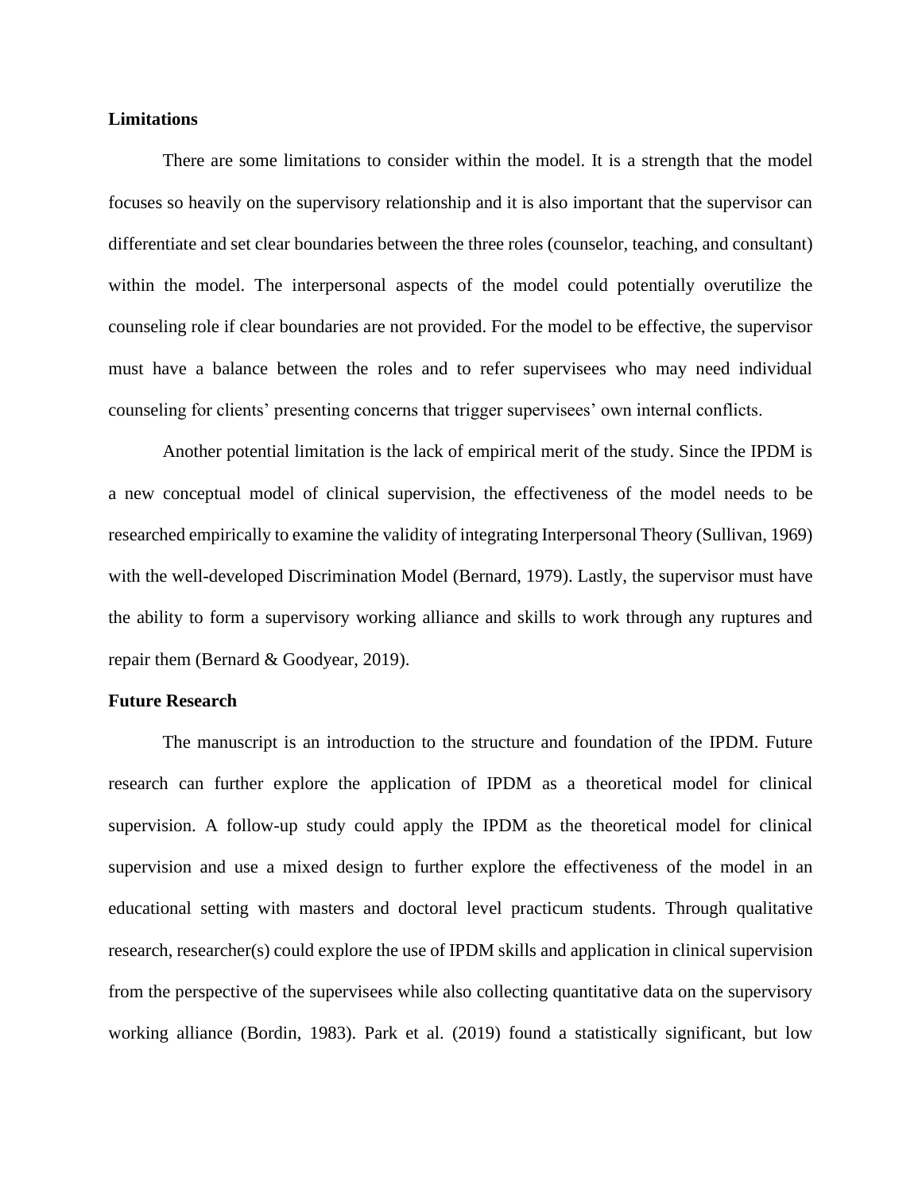**Limitations**

There are some limitations to consider within the model. It is a strength that the model focuses so heavily on the supervisory relationship and it is also important that the supervisor can differentiate and set clear boundaries between the three roles (counselor, teaching, and consultant) within the model. The interpersonal aspects of the model could potentially overutilize the counseling role if clear boundaries are not provided. For the model to be effective, the supervisor must have a balance between the roles and to refer supervisees who may need individual counseling for clients' presenting concerns that trigger supervisees' own internal conflicts.

Another potential limitation is the lack of empirical merit of the study. Since the IPDM is a new conceptual model of clinical supervision, the effectiveness of the model needs to be researched empirically to examine the validity of integrating Interpersonal Theory (Sullivan, 1969) with the well-developed Discrimination Model (Bernard, 1979). Lastly, the supervisor must have the ability to form a supervisory working alliance and skills to work through any ruptures and repair them (Bernard & Goodyear, 2019).

**Future Research**

The manuscript is an introduction to the structure and foundation of the IPDM. Future research can further explore the application of IPDM as a theoretical model for clinical supervision. A follow-up study could apply the IPDM as the theoretical model for clinical supervision and use a mixed design to further explore the effectiveness of the model in an educational setting with masters and doctoral level practicum students. Through qualitative research, researcher(s) could explore the use of IPDM skills and application in clinical supervision from the perspective of the supervisees while also collecting quantitative data on the supervisory working alliance (Bordin, 1983). Park et al. (2019) found a statistically significant, but low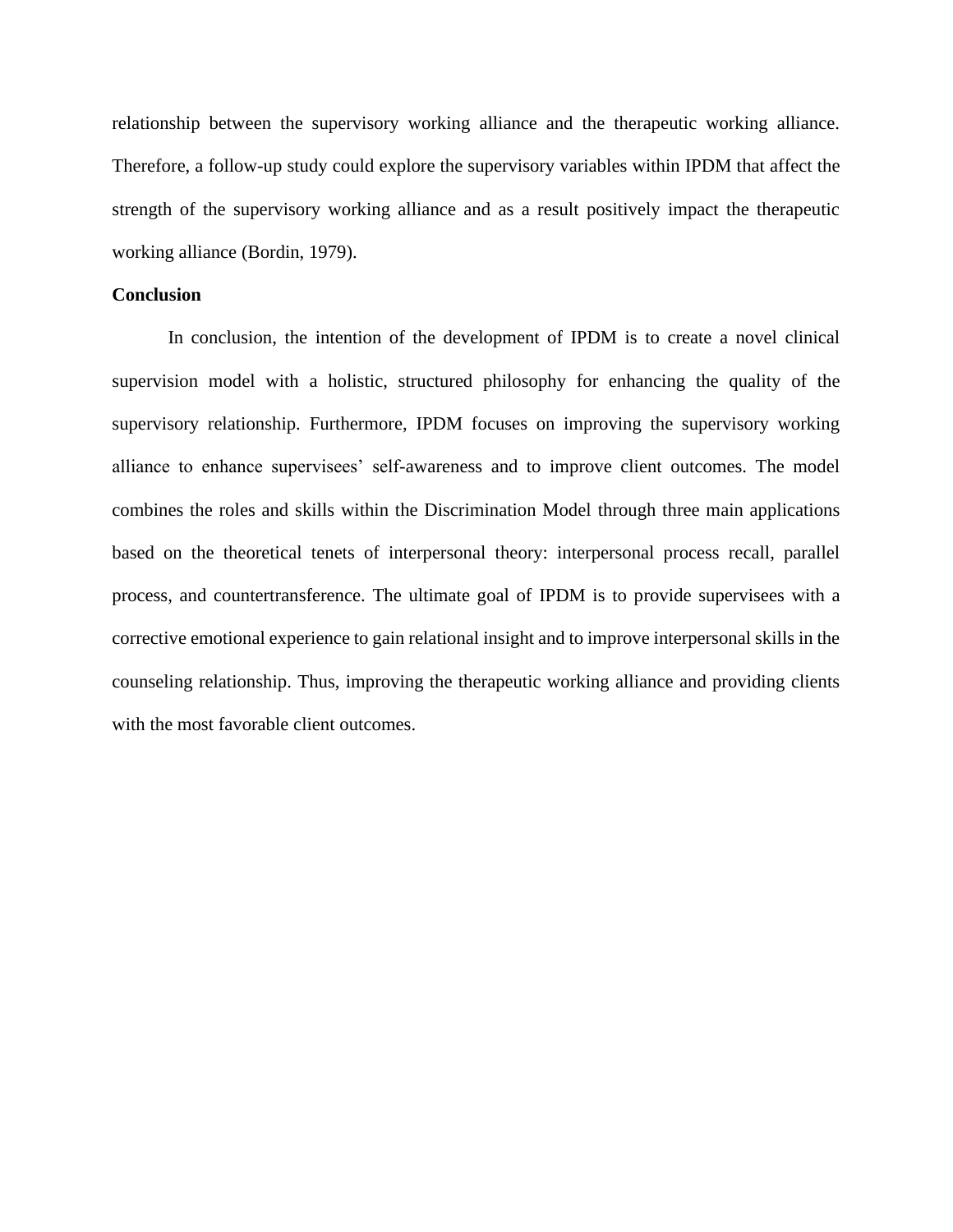relationship between the supervisory working alliance and the therapeutic working alliance. Therefore, a follow-up study could explore the supervisory variables within IPDM that affect the strength of the supervisory working alliance and as a result positively impact the therapeutic working alliance (Bordin, 1979).

**Conclusion**

In conclusion, the intention of the development of IPDM is to create a novel clinical supervision model with a holistic, structured philosophy for enhancing the quality of the supervisory relationship. Furthermore, IPDM focuses on improving the supervisory working alliance to enhance supervisees' self-awareness and to improve client outcomes. The model combines the roles and skills within the Discrimination Model through three main applications based on the theoretical tenets of interpersonal theory: interpersonal process recall, parallel process, and countertransference. The ultimate goal of IPDM is to provide supervisees with a corrective emotional experience to gain relational insight and to improve interpersonal skills in the counseling relationship. Thus, improving the therapeutic working alliance and providing clients with the most favorable client outcomes.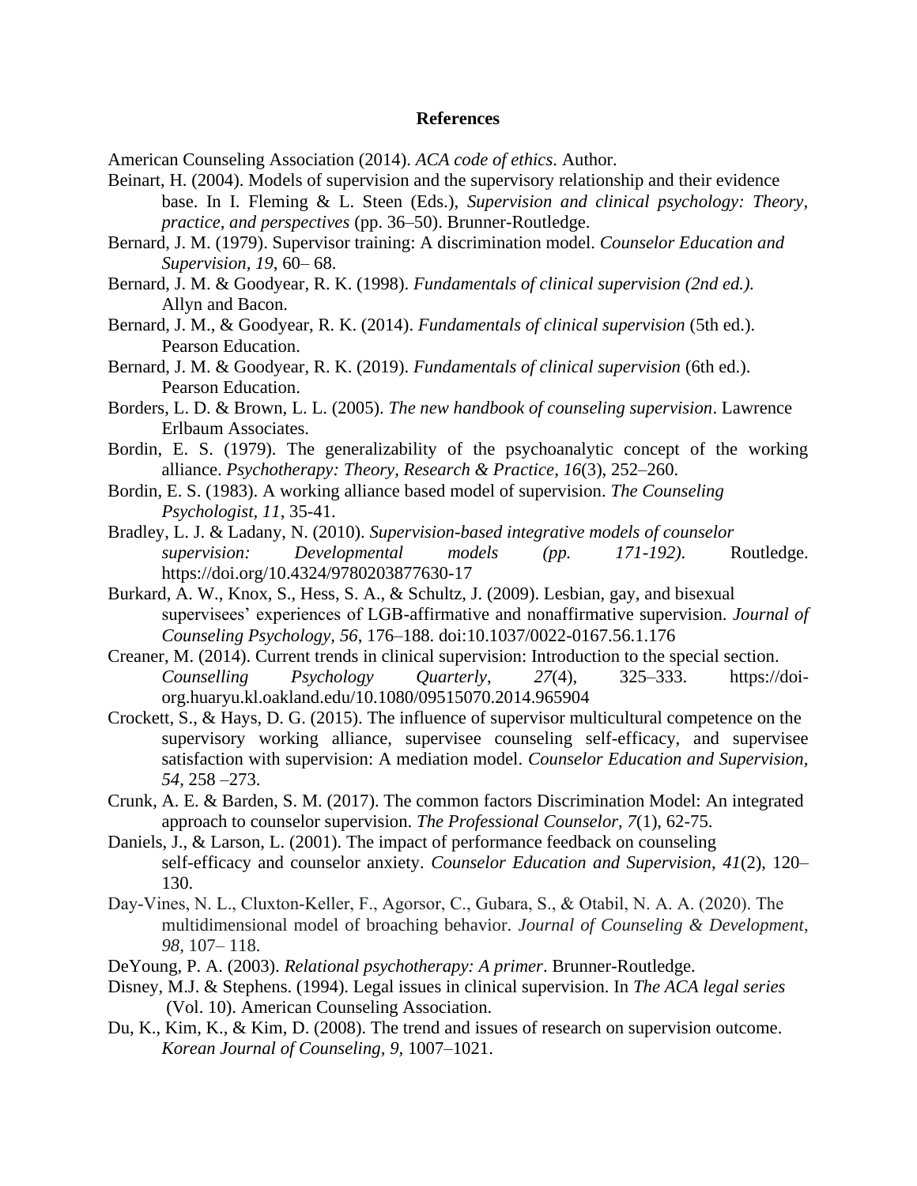## References

American Counseling Association (2014). *ACA code of ethics*. Author.

Beinart, H. (2004). Models of supervision and the supervisory relationship and their evidence base. In I. Fleming & L. Steen (Eds.), *Supervision and clinical psychology: Theory, practice, and perspectives* (pp. 36–50). Brunner-Routledge.

Bernard, J. M. (1979). Supervisor training: A discrimination model. *Counselor Education and Supervision*, *19*, 60– 68.

Bernard, J. M. & Goodyear, R. K. (1998). *Fundamentals of clinical supervision (2nd ed.).* Allyn and Bacon.

Bernard, J. M., & Goodyear, R. K. (2014). *Fundamentals of clinical supervision* (5th ed.). Pearson Education.

Bernard, J. M. & Goodyear, R. K. (2019). *Fundamentals of clinical supervision* (6th ed.). Pearson Education.

Borders, L. D. & Brown, L. L. (2005). *The new handbook of counseling supervision*. Lawrence Erlbaum Associates.

Bordin, E. S. (1979). The generalizability of the psychoanalytic concept of the working alliance. *Psychotherapy: Theory, Research & Practice*, *16*(3), 252–260.

Bordin, E. S. (1983). A working alliance based model of supervision. *The Counseling Psychologist*, *11*, 35-41.

Bradley, L. J. & Ladany, N. (2010). *Supervision-based integrative models of counselor supervision: Developmental models (pp. 171-192).* Routledge. https://doi.org/10.4324/9780203877630-17

Burkard, A. W., Knox, S., Hess, S. A., & Schultz, J. (2009). Lesbian, gay, and bisexual supervisees' experiences of LGB-affirmative and nonaffirmative supervision. *Journal of Counseling Psychology, 56*, 176–188. doi:10.1037/0022-0167.56.1.176

Creaner, M. (2014). Current trends in clinical supervision: Introduction to the special section. *Counselling Psychology Quarterly*, *27*(4), 325–333. https://doi-org.huaryu.kl.oakland.edu/10.1080/09515070.2014.965904

Crockett, S., & Hays, D. G. (2015). The influence of supervisor multicultural competence on the supervisory working alliance, supervisee counseling self-efficacy, and supervisee satisfaction with supervision: A mediation model. *Counselor Education and Supervision*, *54*, 258 –273.

Crunk, A. E. & Barden, S. M. (2017). The common factors Discrimination Model: An integrated approach to counselor supervision. *The Professional Counselor, 7*(1), 62-75.

Daniels, J., & Larson, L. (2001). The impact of performance feedback on counseling self-efficacy and counselor anxiety. *Counselor Education and Supervision*, *41*(2), 120–130.

Day-Vines, N. L., Cluxton-Keller, F., Agorsor, C., Gubara, S., & Otabil, N. A. A. (2020). The multidimensional model of broaching behavior. *Journal of Counseling & Development*, *98*, 107– 118.

DeYoung, P. A. (2003). *Relational psychotherapy: A primer*. Brunner-Routledge.

Disney, M.J. & Stephens. (1994). Legal issues in clinical supervision. In *The ACA legal series* (Vol. 10). American Counseling Association.

Du, K., Kim, K., & Kim, D. (2008). The trend and issues of research on supervision outcome. *Korean Journal of Counseling, 9,* 1007–1021.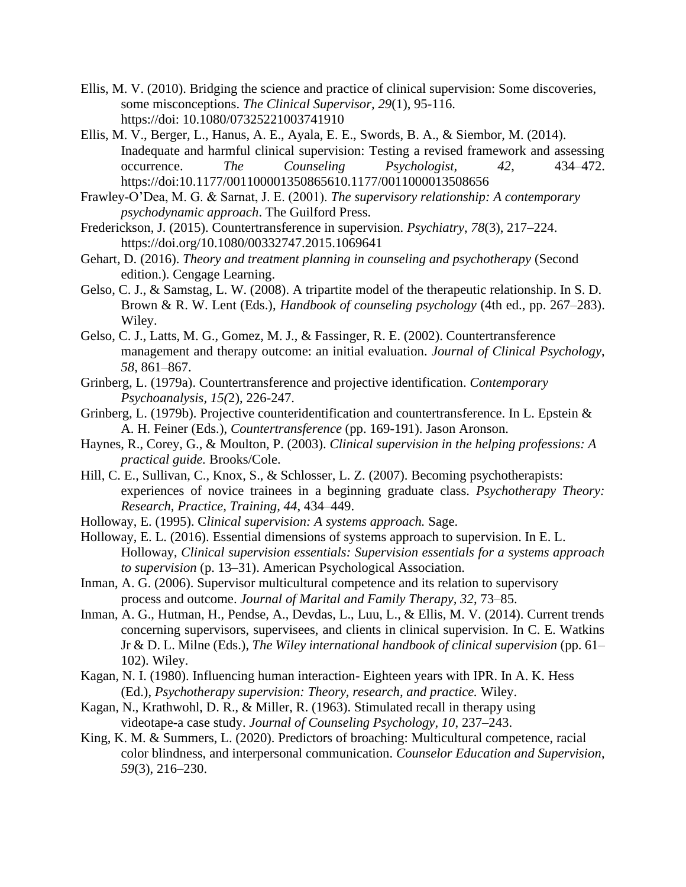Ellis, M. V. (2010). Bridging the science and practice of clinical supervision: Some discoveries, some misconceptions. *The Clinical Supervisor, 29*(1), 95-116. https://doi: 10.1080/07325221003741910

Ellis, M. V., Berger, L., Hanus, A. E., Ayala, E. E., Swords, B. A., & Siembor, M. (2014). Inadequate and harmful clinical supervision: Testing a revised framework and assessing occurrence. *The Counseling Psychologist, 42*, 434–472. https://doi:10.1177/001100001350865610.1177/0011000013508656

Frawley-O'Dea, M. G. & Sarnat, J. E. (2001). *The supervisory relationship: A contemporary psychodynamic approach*. The Guilford Press.

Frederickson, J. (2015). Countertransference in supervision. *Psychiatry*, *78*(3), 217–224. https://doi.org/10.1080/00332747.2015.1069641

Gehart, D. (2016). *Theory and treatment planning in counseling and psychotherapy* (Second edition.). Cengage Learning.

Gelso, C. J., & Samstag, L. W. (2008). A tripartite model of the therapeutic relationship. In S. D. Brown & R. W. Lent (Eds.), *Handbook of counseling psychology* (4th ed., pp. 267–283). Wiley.

Gelso, C. J., Latts, M. G., Gomez, M. J., & Fassinger, R. E. (2002). Countertransference management and therapy outcome: an initial evaluation. *Journal of Clinical Psychology*, *58*, 861–867.

Grinberg, L. (1979a). Countertransference and projective identification. *Contemporary Psychoanalysis*, *15(*2), 226-247.

Grinberg, L. (1979b). Projective counteridentification and countertransference. In L. Epstein & A. H. Feiner (Eds.), *Countertransference* (pp. 169-191). Jason Aronson.

Haynes, R., Corey, G., & Moulton, P. (2003). *Clinical supervision in the helping professions: A practical guide.* Brooks/Cole.

Hill, C. E., Sullivan, C., Knox, S., & Schlosser, L. Z. (2007). Becoming psychotherapists: experiences of novice trainees in a beginning graduate class. *Psychotherapy Theory: Research, Practice, Training, 44*, 434–449.

Holloway, E. (1995). C*linical supervision: A systems approach.* Sage.

Holloway, E. L. (2016). Essential dimensions of systems approach to supervision. In E. L. Holloway, *Clinical supervision essentials: Supervision essentials for a systems approach to supervision* (p. 13–31). American Psychological Association.

Inman, A. G. (2006). Supervisor multicultural competence and its relation to supervisory process and outcome. *Journal of Marital and Family Therapy, 32*, 73–85.

Inman, A. G., Hutman, H., Pendse, A., Devdas, L., Luu, L., & Ellis, M. V. (2014). Current trends concerning supervisors, supervisees, and clients in clinical supervision. In C. E. Watkins Jr & D. L. Milne (Eds.), *The Wiley international handbook of clinical supervision* (pp. 61–102). Wiley.

Kagan, N. I. (1980). Influencing human interaction- Eighteen years with IPR. In A. K. Hess (Ed.), *Psychotherapy supervision: Theory, research, and practice.* Wiley.

Kagan, N., Krathwohl, D. R., & Miller, R. (1963). Stimulated recall in therapy using videotape-a case study. *Journal of Counseling Psychology, 10*, 237–243.

King, K. M. & Summers, L. (2020). Predictors of broaching: Multicultural competence, racial color blindness, and interpersonal communication. *Counselor Education and Supervision*, *59*(3), 216–230.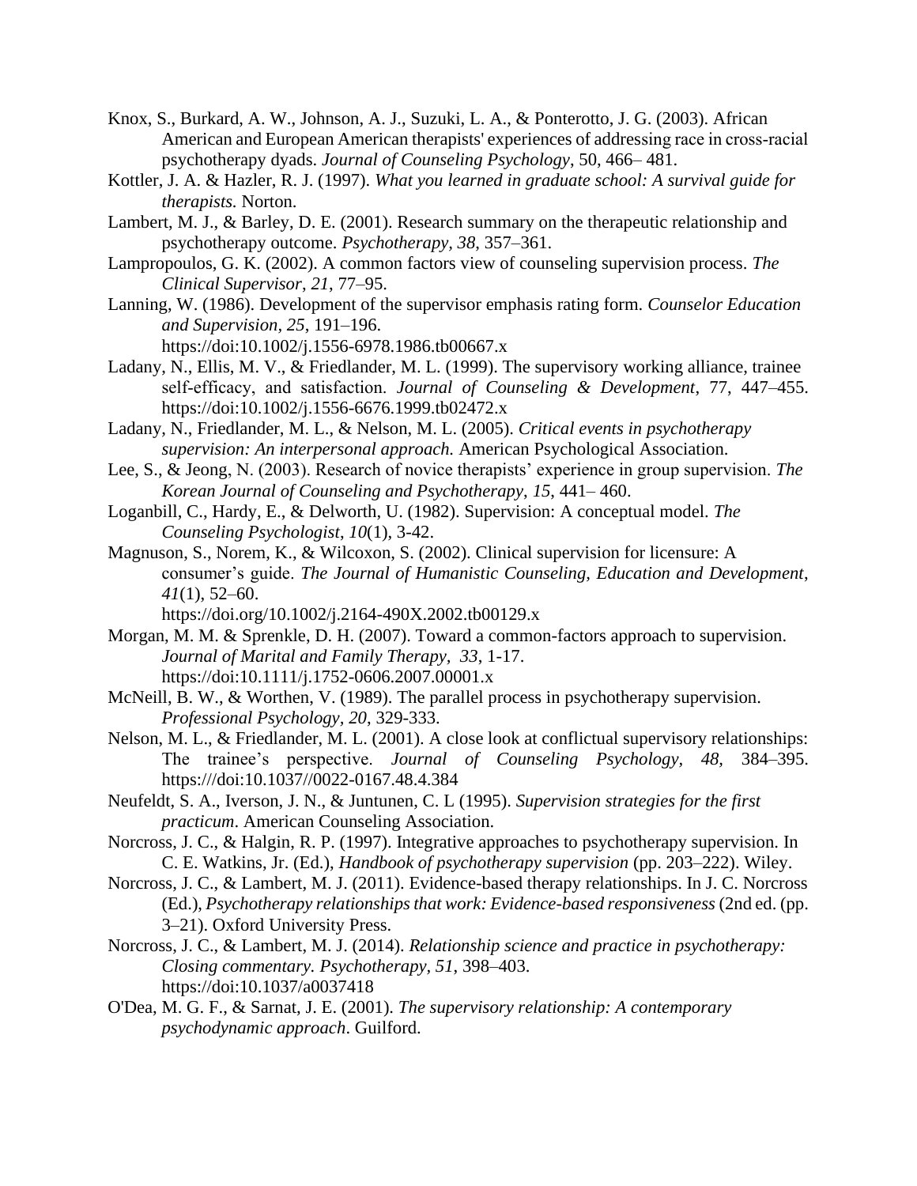Knox, S., Burkard, A. W., Johnson, A. J., Suzuki, L. A., & Ponterotto, J. G. (2003). African American and European American therapists' experiences of addressing race in cross-racial psychotherapy dyads. *Journal of Counseling Psychology*, 50, 466– 481.

Kottler, J. A. & Hazler, R. J. (1997). *What you learned in graduate school: A survival guide for therapists.* Norton.

Lambert, M. J., & Barley, D. E. (2001). Research summary on the therapeutic relationship and psychotherapy outcome. *Psychotherapy, 38*, 357–361.

Lampropoulos, G. K. (2002). A common factors view of counseling supervision process. *The Clinical Supervisor*, *21*, 77–95.

Lanning, W. (1986). Development of the supervisor emphasis rating form. *Counselor Education and Supervision*, *25*, 191–196. https://doi:10.1002/j.1556-6978.1986.tb00667.x

Ladany, N., Ellis, M. V., & Friedlander, M. L. (1999). The supervisory working alliance, trainee self-efficacy, and satisfaction. *Journal of Counseling & Development*, 77, 447–455. https://doi:10.1002/j.1556-6676.1999.tb02472.x

Ladany, N., Friedlander, M. L., & Nelson, M. L. (2005). *Critical events in psychotherapy supervision: An interpersonal approach.* American Psychological Association.

Lee, S., & Jeong, N. (2003). Research of novice therapists' experience in group supervision. *The Korean Journal of Counseling and Psychotherapy*, *15*, 441– 460.

Loganbill, C., Hardy, E., & Delworth, U. (1982). Supervision: A conceptual model. *The Counseling Psychologist*, *10*(1), 3-42.

Magnuson, S., Norem, K., & Wilcoxon, S. (2002). Clinical supervision for licensure: A consumer's guide. *The Journal of Humanistic Counseling, Education and Development*, *41*(1), 52–60. https://doi.org/10.1002/j.2164-490X.2002.tb00129.x

Morgan, M. M. & Sprenkle, D. H. (2007). Toward a common-factors approach to supervision. *Journal of Marital and Family Therapy, 33*, 1-17. https://doi:10.1111/j.1752-0606.2007.00001.x

McNeill, B. W., & Worthen, V. (1989). The parallel process in psychotherapy supervision. *Professional Psychology, 20*, 329-333.

Nelson, M. L., & Friedlander, M. L. (2001). A close look at conflictual supervisory relationships: The trainee's perspective. *Journal of Counseling Psychology, 48,* 384–395. https:///doi:10.1037//0022-0167.48.4.384

Neufeldt, S. A., Iverson, J. N., & Juntunen, C. L (1995). *Supervision strategies for the first practicum*. American Counseling Association.

Norcross, J. C., & Halgin, R. P. (1997). Integrative approaches to psychotherapy supervision. In C. E. Watkins, Jr. (Ed.), *Handbook of psychotherapy supervision* (pp. 203–222). Wiley.

Norcross, J. C., & Lambert, M. J. (2011). Evidence-based therapy relationships. In J. C. Norcross (Ed.), *Psychotherapy relationships that work: Evidence-based responsiveness* (2nd ed. (pp. 3–21). Oxford University Press.

Norcross, J. C., & Lambert, M. J. (2014). *Relationship science and practice in psychotherapy: Closing commentary. Psychotherapy, 51*, 398–403. https://doi:10.1037/a0037418

O'Dea, M. G. F., & Sarnat, J. E. (2001). *The supervisory relationship: A contemporary psychodynamic approach*. Guilford.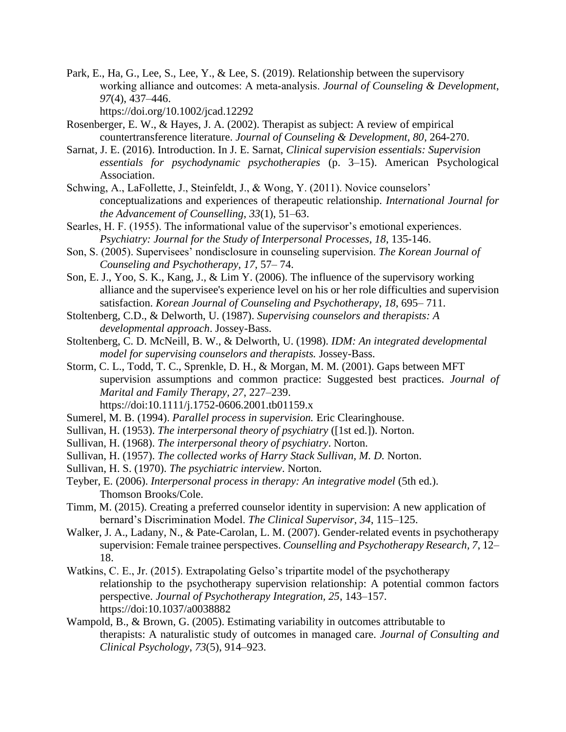Park, E., Ha, G., Lee, S., Lee, Y., & Lee, S. (2019). Relationship between the supervisory working alliance and outcomes: A meta-analysis. *Journal of Counseling & Development*, *97*(4), 437–446. https://doi.org/10.1002/jcad.12292

Rosenberger, E. W., & Hayes, J. A. (2002). Therapist as subject: A review of empirical countertransference literature. *Journal of Counseling & Development, 80*, 264-270.

Sarnat, J. E. (2016). Introduction. In J. E. Sarnat, *Clinical supervision essentials: Supervision essentials for psychodynamic psychotherapies* (p. 3–15). American Psychological Association.

Schwing, A., LaFollette, J., Steinfeldt, J., & Wong, Y. (2011). Novice counselors' conceptualizations and experiences of therapeutic relationship. *International Journal for the Advancement of Counselling*, *33*(1), 51–63.

Searles, H. F. (1955). The informational value of the supervisor's emotional experiences. *Psychiatry: Journal for the Study of Interpersonal Processes, 18*, 135-146.

Son, S. (2005). Supervisees' nondisclosure in counseling supervision. *The Korean Journal of Counseling and Psychotherapy, 17,* 57– 74.

Son, E. J., Yoo, S. K., Kang, J., & Lim Y. (2006). The influence of the supervisory working alliance and the supervisee's experience level on his or her role difficulties and supervision satisfaction. *Korean Journal of Counseling and Psychotherapy, 18*, 695– 711.

Stoltenberg, C.D., & Delworth, U. (1987). *Supervising counselors and therapists: A developmental approach*. Jossey-Bass.

Stoltenberg, C. D. McNeill, B. W., & Delworth, U. (1998). *IDM: An integrated developmental model for supervising counselors and therapists.* Jossey-Bass.

Storm, C. L., Todd, T. C., Sprenkle, D. H., & Morgan, M. M. (2001). Gaps between MFT supervision assumptions and common practice: Suggested best practices. *Journal of Marital and Family Therapy, 27*, 227–239. https://doi:10.1111/j.1752-0606.2001.tb01159.x

Sumerel, M. B. (1994). *Parallel process in supervision.* Eric Clearinghouse.

Sullivan, H. (1953). *The interpersonal theory of psychiatry* ([1st ed.]). Norton.

Sullivan, H. (1968). *The interpersonal theory of psychiatry*. Norton.

Sullivan, H. (1957). *The collected works of Harry Stack Sullivan, M. D.* Norton.

Sullivan, H. S. (1970). *The psychiatric interview*. Norton.

Teyber, E. (2006). *Interpersonal process in therapy: An integrative model* (5th ed.). Thomson Brooks/Cole.

Timm, M. (2015). Creating a preferred counselor identity in supervision: A new application of bernard's Discrimination Model. *The Clinical Supervisor, 34*, 115–125.

Walker, J. A., Ladany, N., & Pate-Carolan, L. M. (2007). Gender-related events in psychotherapy supervision: Female trainee perspectives. *Counselling and Psychotherapy Research, 7*, 12–18.

Watkins, C. E., Jr. (2015). Extrapolating Gelso's tripartite model of the psychotherapy relationship to the psychotherapy supervision relationship: A potential common factors perspective. *Journal of Psychotherapy Integration, 25*, 143–157. https://doi:10.1037/a0038882

Wampold, B., & Brown, G. (2005). Estimating variability in outcomes attributable to therapists: A naturalistic study of outcomes in managed care. *Journal of Consulting and Clinical Psychology*, *73*(5), 914–923.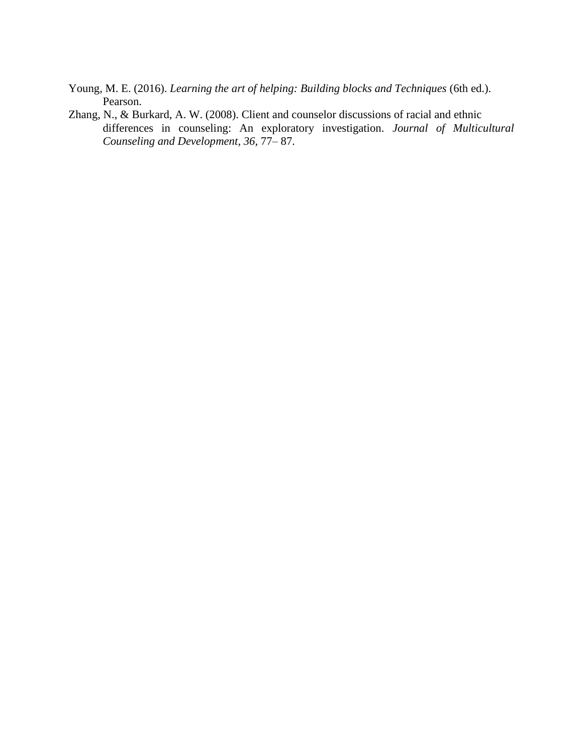Young, M. E. (2016). *Learning the art of helping: Building blocks and Techniques* (6th ed.). Pearson.

Zhang, N., & Burkard, A. W. (2008). Client and counselor discussions of racial and ethnic differences in counseling: An exploratory investigation. *Journal of Multicultural Counseling and Development, 36*, 77– 87.